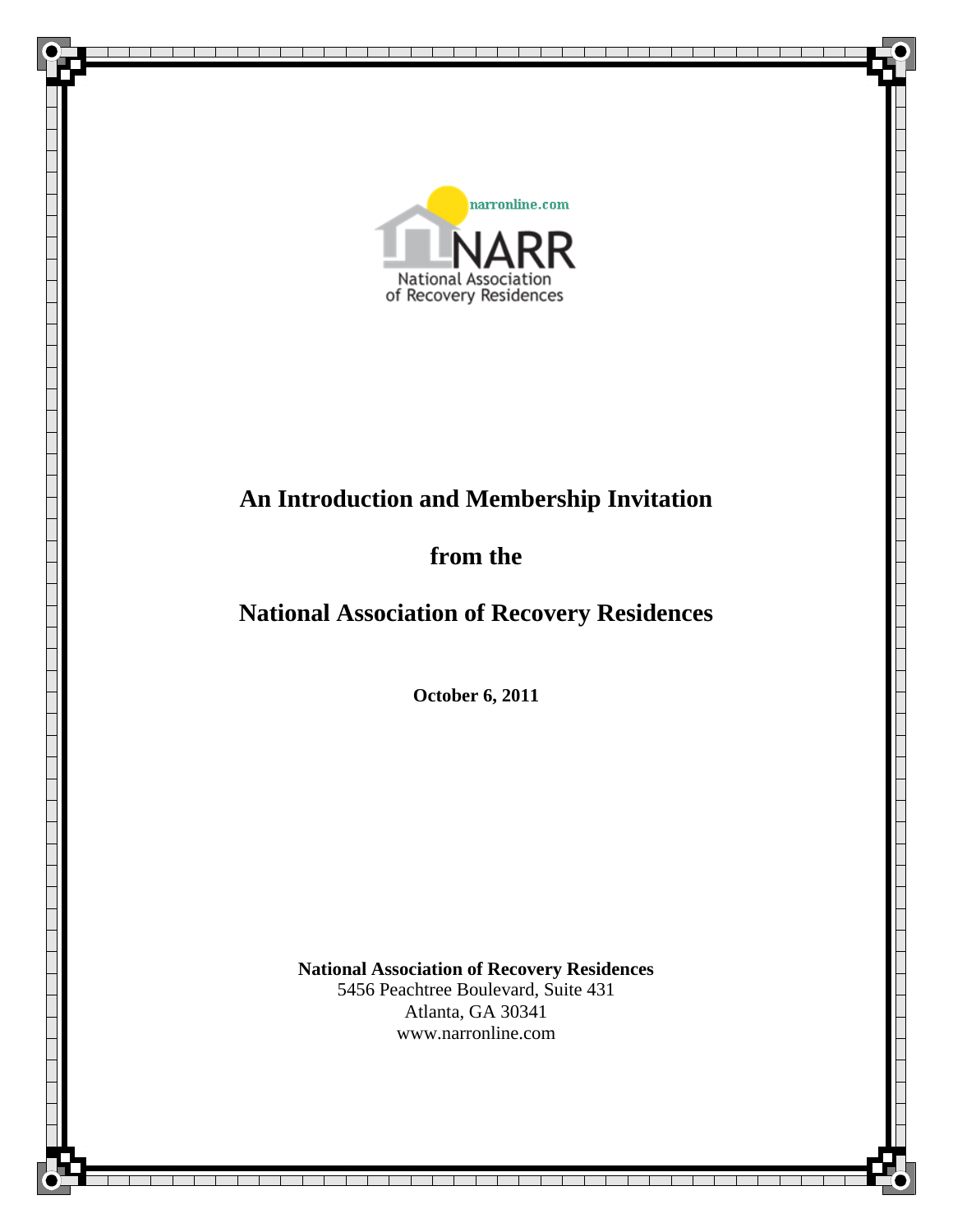narronline.com

NARR

National Association of Recovery Residences

# An Introduction and Membership Invitation

# from the

# National Association of Recovery Residences

**October 6, 2011**

**National Association of Recovery Residences**
5456 Peachtree Boulevard, Suite 431
Atlanta, GA 30341
www.narronline.com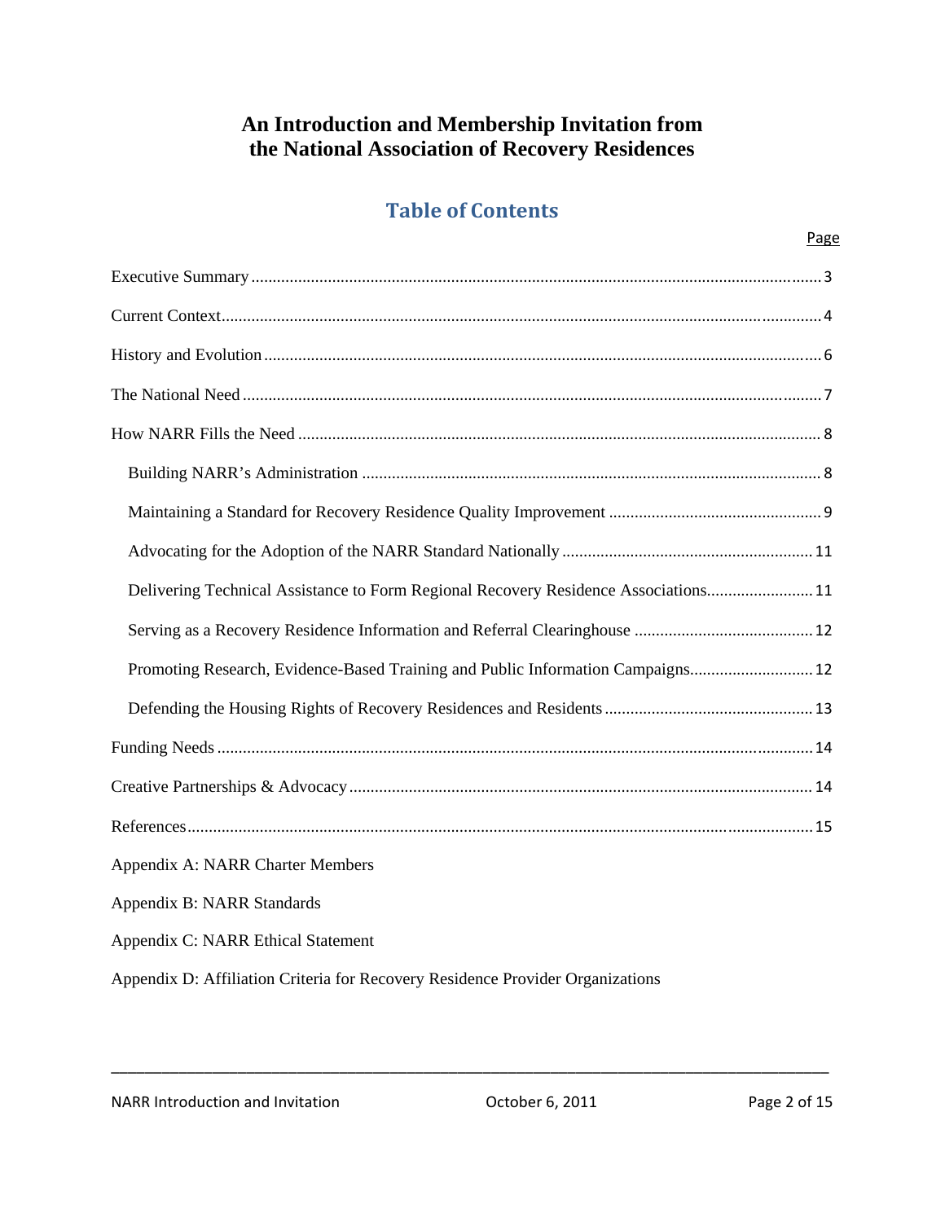# An Introduction and Membership Invitation from the National Association of Recovery Residences

## Table of Contents

| | Page |
|---|---|
| Executive Summary | 3 |
| Current Context | 4 |
| History and Evolution | 6 |
| The National Need | 7 |
| How NARR Fills the Need | 8 |
| Building NARR's Administration | 8 |
| Maintaining a Standard for Recovery Residence Quality Improvement | 9 |
| Advocating for the Adoption of the NARR Standard Nationally | 11 |
| Delivering Technical Assistance to Form Regional Recovery Residence Associations | 11 |
| Serving as a Recovery Residence Information and Referral Clearinghouse | 12 |
| Promoting Research, Evidence-Based Training and Public Information Campaigns | 12 |
| Defending the Housing Rights of Recovery Residences and Residents | 13 |
| Funding Needs | 14 |
| Creative Partnerships & Advocacy | 14 |
| References | 15 |
| Appendix A: NARR Charter Members | |
| Appendix B: NARR Standards | |
| Appendix C: NARR Ethical Statement | |
| Appendix D: Affiliation Criteria for Recovery Residence Provider Organizations | |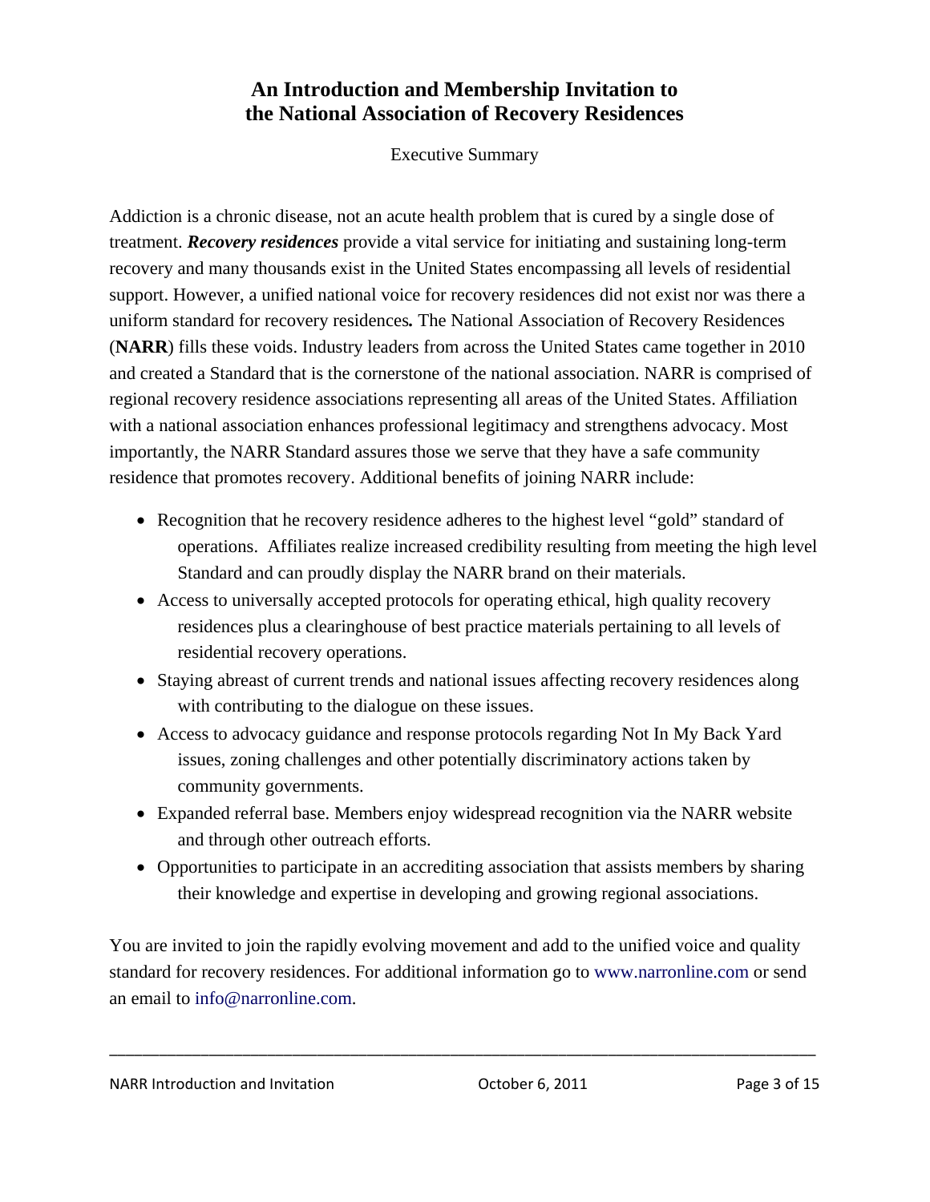# An Introduction and Membership Invitation to the National Association of Recovery Residences

Executive Summary

Addiction is a chronic disease, not an acute health problem that is cured by a single dose of treatment. ***Recovery residences*** provide a vital service for initiating and sustaining long-term recovery and many thousands exist in the United States encompassing all levels of residential support. However, a unified national voice for recovery residences did not exist nor was there a uniform standard for recovery residences**.** The National Association of Recovery Residences (**NARR**) fills these voids. Industry leaders from across the United States came together in 2010 and created a Standard that is the cornerstone of the national association. NARR is comprised of regional recovery residence associations representing all areas of the United States. Affiliation with a national association enhances professional legitimacy and strengthens advocacy. Most importantly, the NARR Standard assures those we serve that they have a safe community residence that promotes recovery. Additional benefits of joining NARR include:

- Recognition that he recovery residence adheres to the highest level "gold" standard of operations. Affiliates realize increased credibility resulting from meeting the high level Standard and can proudly display the NARR brand on their materials.
- Access to universally accepted protocols for operating ethical, high quality recovery residences plus a clearinghouse of best practice materials pertaining to all levels of residential recovery operations.
- Staying abreast of current trends and national issues affecting recovery residences along with contributing to the dialogue on these issues.
- Access to advocacy guidance and response protocols regarding Not In My Back Yard issues, zoning challenges and other potentially discriminatory actions taken by community governments.
- Expanded referral base. Members enjoy widespread recognition via the NARR website and through other outreach efforts.
- Opportunities to participate in an accrediting association that assists members by sharing their knowledge and expertise in developing and growing regional associations.

You are invited to join the rapidly evolving movement and add to the unified voice and quality standard for recovery residences. For additional information go to www.narronline.com or send an email to info@narronline.com.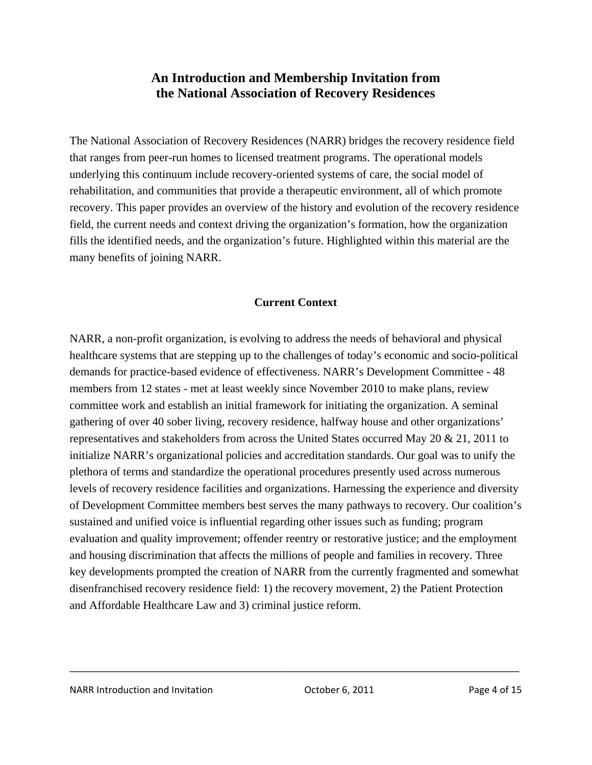## An Introduction and Membership Invitation from the National Association of Recovery Residences

The National Association of Recovery Residences (NARR) bridges the recovery residence field that ranges from peer-run homes to licensed treatment programs. The operational models underlying this continuum include recovery-oriented systems of care, the social model of rehabilitation, and communities that provide a therapeutic environment, all of which promote recovery. This paper provides an overview of the history and evolution of the recovery residence field, the current needs and context driving the organization's formation, how the organization fills the identified needs, and the organization's future. Highlighted within this material are the many benefits of joining NARR.

### Current Context

NARR, a non-profit organization, is evolving to address the needs of behavioral and physical healthcare systems that are stepping up to the challenges of today's economic and socio-political demands for practice-based evidence of effectiveness. NARR's Development Committee - 48 members from 12 states - met at least weekly since November 2010 to make plans, review committee work and establish an initial framework for initiating the organization. A seminal gathering of over 40 sober living, recovery residence, halfway house and other organizations' representatives and stakeholders from across the United States occurred May 20 & 21, 2011 to initialize NARR's organizational policies and accreditation standards. Our goal was to unify the plethora of terms and standardize the operational procedures presently used across numerous levels of recovery residence facilities and organizations. Harnessing the experience and diversity of Development Committee members best serves the many pathways to recovery. Our coalition's sustained and unified voice is influential regarding other issues such as funding; program evaluation and quality improvement; offender reentry or restorative justice; and the employment and housing discrimination that affects the millions of people and families in recovery. Three key developments prompted the creation of NARR from the currently fragmented and somewhat disenfranchised recovery residence field: 1) the recovery movement, 2) the Patient Protection and Affordable Healthcare Law and 3) criminal justice reform.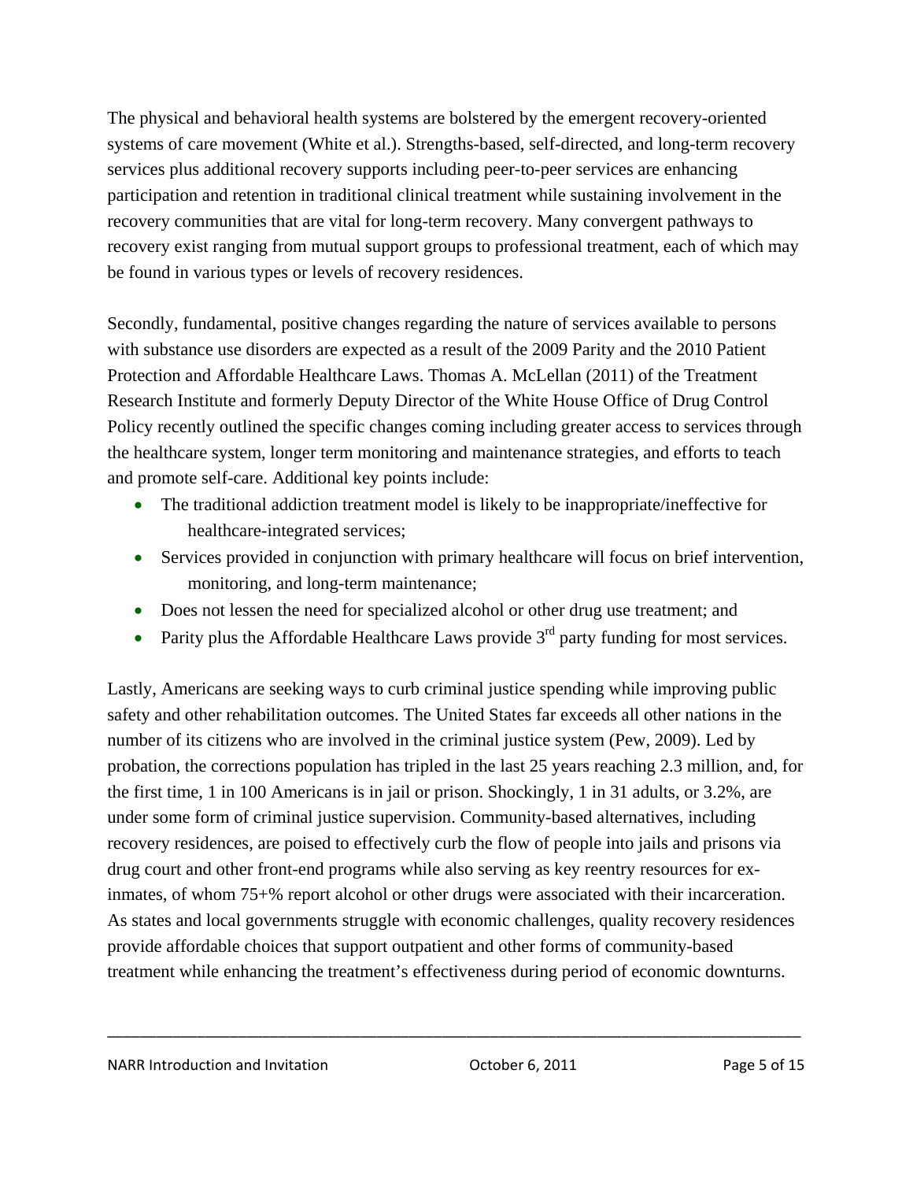The physical and behavioral health systems are bolstered by the emergent recovery-oriented systems of care movement (White et al.). Strengths-based, self-directed, and long-term recovery services plus additional recovery supports including peer-to-peer services are enhancing participation and retention in traditional clinical treatment while sustaining involvement in the recovery communities that are vital for long-term recovery. Many convergent pathways to recovery exist ranging from mutual support groups to professional treatment, each of which may be found in various types or levels of recovery residences.

Secondly, fundamental, positive changes regarding the nature of services available to persons with substance use disorders are expected as a result of the 2009 Parity and the 2010 Patient Protection and Affordable Healthcare Laws. Thomas A. McLellan (2011) of the Treatment Research Institute and formerly Deputy Director of the White House Office of Drug Control Policy recently outlined the specific changes coming including greater access to services through the healthcare system, longer term monitoring and maintenance strategies, and efforts to teach and promote self-care. Additional key points include:

- The traditional addiction treatment model is likely to be inappropriate/ineffective for healthcare-integrated services;
- Services provided in conjunction with primary healthcare will focus on brief intervention, monitoring, and long-term maintenance;
- Does not lessen the need for specialized alcohol or other drug use treatment; and
- Parity plus the Affordable Healthcare Laws provide 3rd party funding for most services.

Lastly, Americans are seeking ways to curb criminal justice spending while improving public safety and other rehabilitation outcomes. The United States far exceeds all other nations in the number of its citizens who are involved in the criminal justice system (Pew, 2009). Led by probation, the corrections population has tripled in the last 25 years reaching 2.3 million, and, for the first time, 1 in 100 Americans is in jail or prison. Shockingly, 1 in 31 adults, or 3.2%, are under some form of criminal justice supervision. Community-based alternatives, including recovery residences, are poised to effectively curb the flow of people into jails and prisons via drug court and other front-end programs while also serving as key reentry resources for ex-inmates, of whom 75+% report alcohol or other drugs were associated with their incarceration. As states and local governments struggle with economic challenges, quality recovery residences provide affordable choices that support outpatient and other forms of community-based treatment while enhancing the treatment's effectiveness during period of economic downturns.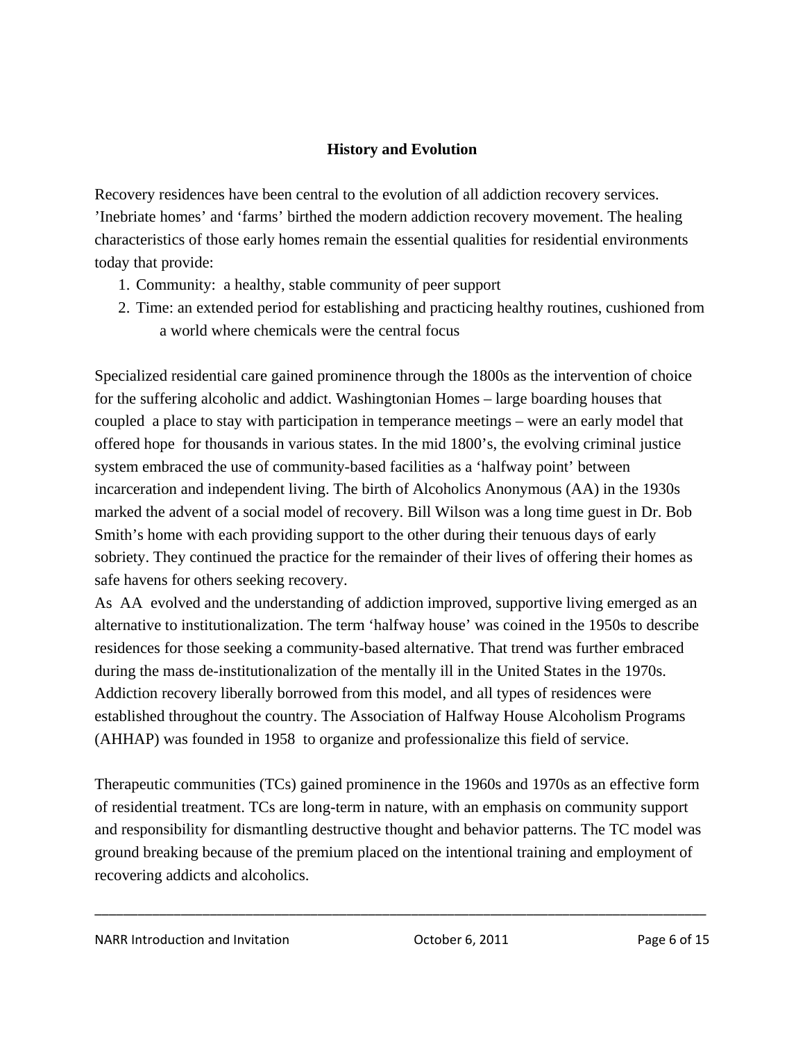## History and Evolution

Recovery residences have been central to the evolution of all addiction recovery services. 'Inebriate homes' and 'farms' birthed the modern addiction recovery movement. The healing characteristics of those early homes remain the essential qualities for residential environments today that provide:

1. Community: a healthy, stable community of peer support
2. Time: an extended period for establishing and practicing healthy routines, cushioned from a world where chemicals were the central focus

Specialized residential care gained prominence through the 1800s as the intervention of choice for the suffering alcoholic and addict. Washingtonian Homes – large boarding houses that coupled a place to stay with participation in temperance meetings – were an early model that offered hope for thousands in various states. In the mid 1800's, the evolving criminal justice system embraced the use of community-based facilities as a 'halfway point' between incarceration and independent living. The birth of Alcoholics Anonymous (AA) in the 1930s marked the advent of a social model of recovery. Bill Wilson was a long time guest in Dr. Bob Smith's home with each providing support to the other during their tenuous days of early sobriety. They continued the practice for the remainder of their lives of offering their homes as safe havens for others seeking recovery.

As AA evolved and the understanding of addiction improved, supportive living emerged as an alternative to institutionalization. The term 'halfway house' was coined in the 1950s to describe residences for those seeking a community-based alternative. That trend was further embraced during the mass de-institutionalization of the mentally ill in the United States in the 1970s. Addiction recovery liberally borrowed from this model, and all types of residences were established throughout the country. The Association of Halfway House Alcoholism Programs (AHHAP) was founded in 1958 to organize and professionalize this field of service.

Therapeutic communities (TCs) gained prominence in the 1960s and 1970s as an effective form of residential treatment. TCs are long-term in nature, with an emphasis on community support and responsibility for dismantling destructive thought and behavior patterns. The TC model was ground breaking because of the premium placed on the intentional training and employment of recovering addicts and alcoholics.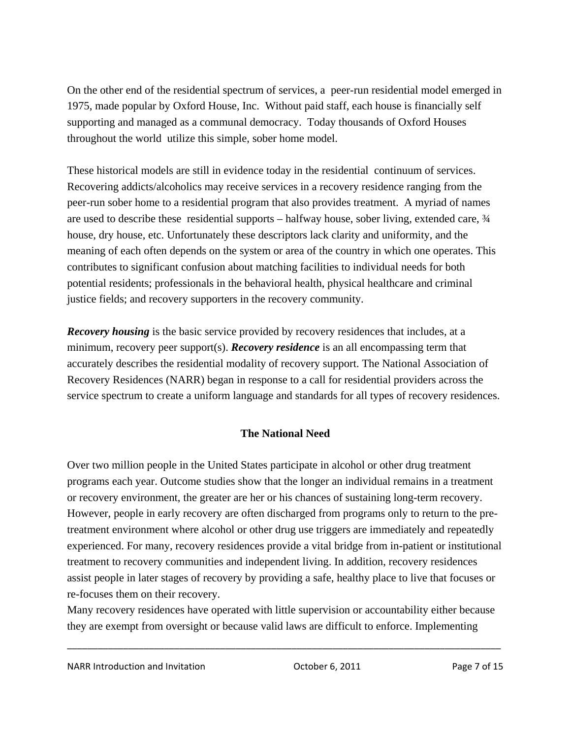On the other end of the residential spectrum of services, a peer-run residential model emerged in 1975, made popular by Oxford House, Inc. Without paid staff, each house is financially self supporting and managed as a communal democracy. Today thousands of Oxford Houses throughout the world utilize this simple, sober home model.

These historical models are still in evidence today in the residential continuum of services. Recovering addicts/alcoholics may receive services in a recovery residence ranging from the peer-run sober home to a residential program that also provides treatment. A myriad of names are used to describe these residential supports – halfway house, sober living, extended care, ¾ house, dry house, etc. Unfortunately these descriptors lack clarity and uniformity, and the meaning of each often depends on the system or area of the country in which one operates. This contributes to significant confusion about matching facilities to individual needs for both potential residents; professionals in the behavioral health, physical healthcare and criminal justice fields; and recovery supporters in the recovery community.

***Recovery housing*** is the basic service provided by recovery residences that includes, at a minimum, recovery peer support(s). ***Recovery residence*** is an all encompassing term that accurately describes the residential modality of recovery support. The National Association of Recovery Residences (NARR) began in response to a call for residential providers across the service spectrum to create a uniform language and standards for all types of recovery residences.

## The National Need

Over two million people in the United States participate in alcohol or other drug treatment programs each year. Outcome studies show that the longer an individual remains in a treatment or recovery environment, the greater are her or his chances of sustaining long-term recovery. However, people in early recovery are often discharged from programs only to return to the pre-treatment environment where alcohol or other drug use triggers are immediately and repeatedly experienced. For many, recovery residences provide a vital bridge from in-patient or institutional treatment to recovery communities and independent living. In addition, recovery residences assist people in later stages of recovery by providing a safe, healthy place to live that focuses or re-focuses them on their recovery.

Many recovery residences have operated with little supervision or accountability either because they are exempt from oversight or because valid laws are difficult to enforce. Implementing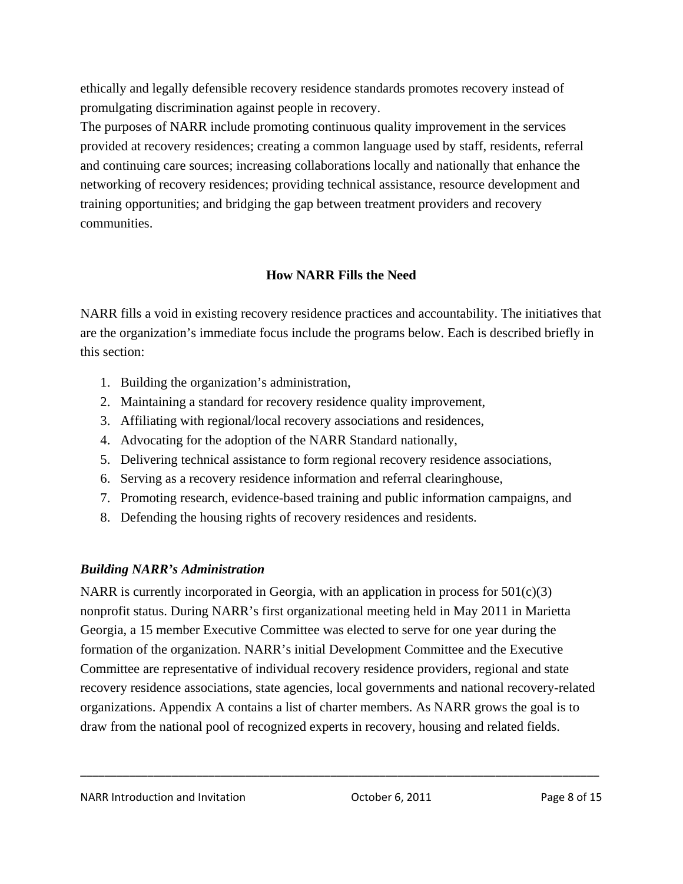ethically and legally defensible recovery residence standards promotes recovery instead of promulgating discrimination against people in recovery.

The purposes of NARR include promoting continuous quality improvement in the services provided at recovery residences; creating a common language used by staff, residents, referral and continuing care sources; increasing collaborations locally and nationally that enhance the networking of recovery residences; providing technical assistance, resource development and training opportunities; and bridging the gap between treatment providers and recovery communities.

## How NARR Fills the Need

NARR fills a void in existing recovery residence practices and accountability. The initiatives that are the organization's immediate focus include the programs below. Each is described briefly in this section:

1. Building the organization's administration,
2. Maintaining a standard for recovery residence quality improvement,
3. Affiliating with regional/local recovery associations and residences,
4. Advocating for the adoption of the NARR Standard nationally,
5. Delivering technical assistance to form regional recovery residence associations,
6. Serving as a recovery residence information and referral clearinghouse,
7. Promoting research, evidence-based training and public information campaigns, and
8. Defending the housing rights of recovery residences and residents.

### *Building NARR's Administration*

NARR is currently incorporated in Georgia, with an application in process for 501(c)(3) nonprofit status. During NARR's first organizational meeting held in May 2011 in Marietta Georgia, a 15 member Executive Committee was elected to serve for one year during the formation of the organization. NARR's initial Development Committee and the Executive Committee are representative of individual recovery residence providers, regional and state recovery residence associations, state agencies, local governments and national recovery-related organizations. Appendix A contains a list of charter members. As NARR grows the goal is to draw from the national pool of recognized experts in recovery, housing and related fields.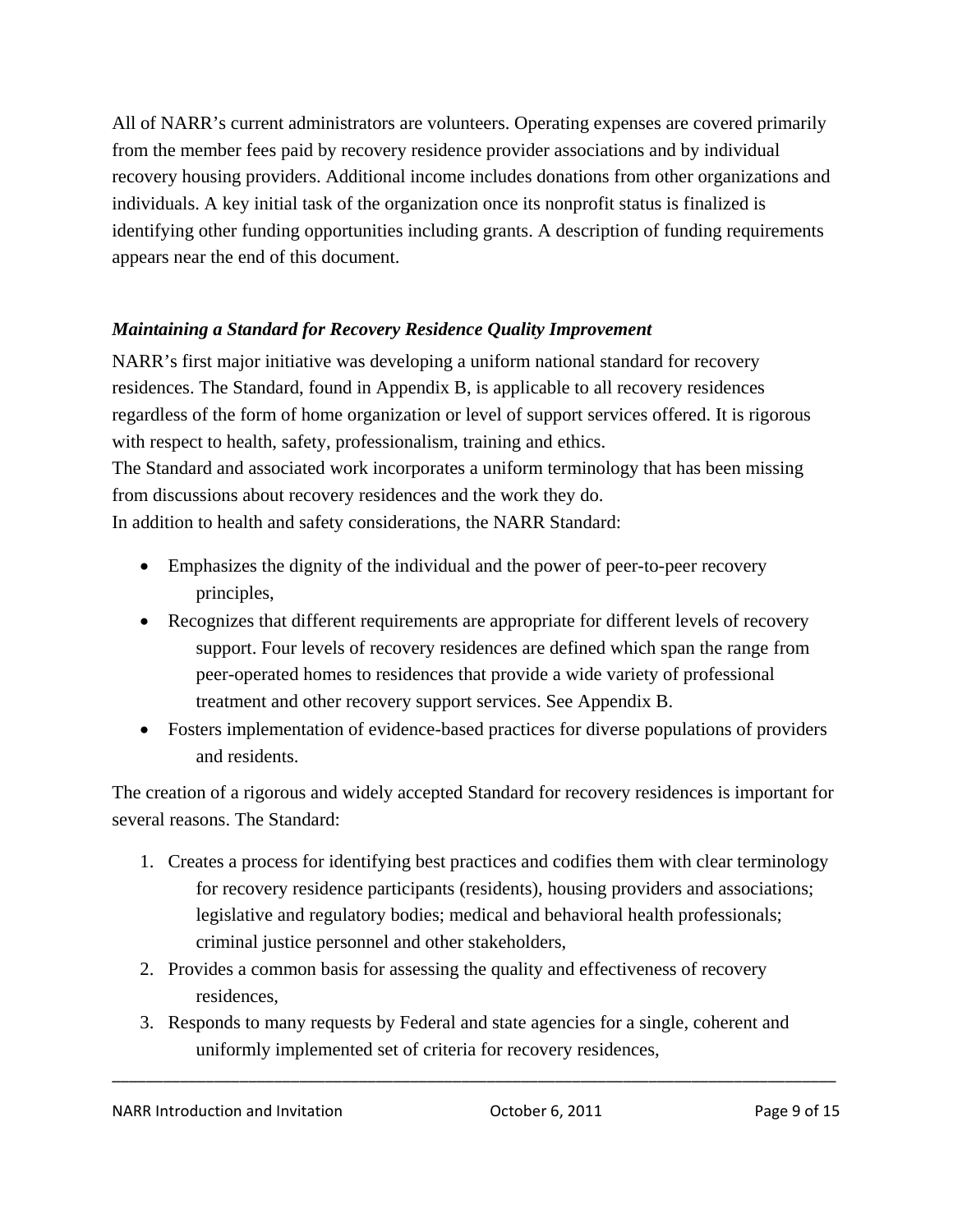All of NARR's current administrators are volunteers. Operating expenses are covered primarily from the member fees paid by recovery residence provider associations and by individual recovery housing providers. Additional income includes donations from other organizations and individuals. A key initial task of the organization once its nonprofit status is finalized is identifying other funding opportunities including grants. A description of funding requirements appears near the end of this document.

***Maintaining a Standard for Recovery Residence Quality Improvement***

NARR's first major initiative was developing a uniform national standard for recovery residences. The Standard, found in Appendix B, is applicable to all recovery residences regardless of the form of home organization or level of support services offered. It is rigorous with respect to health, safety, professionalism, training and ethics.

The Standard and associated work incorporates a uniform terminology that has been missing from discussions about recovery residences and the work they do.

In addition to health and safety considerations, the NARR Standard:

- Emphasizes the dignity of the individual and the power of peer-to-peer recovery principles,
- Recognizes that different requirements are appropriate for different levels of recovery support. Four levels of recovery residences are defined which span the range from peer-operated homes to residences that provide a wide variety of professional treatment and other recovery support services. See Appendix B.
- Fosters implementation of evidence-based practices for diverse populations of providers and residents.

The creation of a rigorous and widely accepted Standard for recovery residences is important for several reasons. The Standard:

1. Creates a process for identifying best practices and codifies them with clear terminology for recovery residence participants (residents), housing providers and associations; legislative and regulatory bodies; medical and behavioral health professionals; criminal justice personnel and other stakeholders,
2. Provides a common basis for assessing the quality and effectiveness of recovery residences,
3. Responds to many requests by Federal and state agencies for a single, coherent and uniformly implemented set of criteria for recovery residences,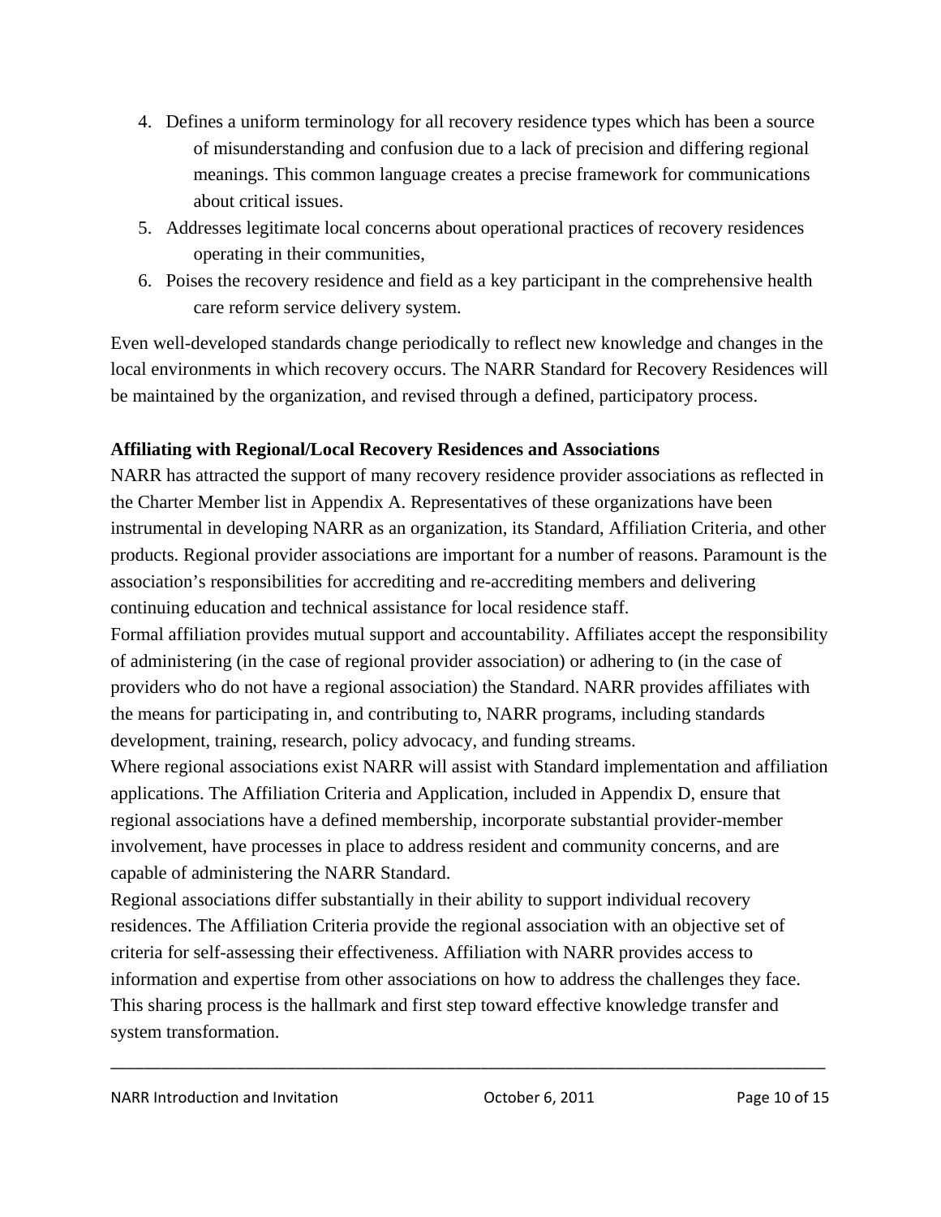4. Defines a uniform terminology for all recovery residence types which has been a source of misunderstanding and confusion due to a lack of precision and differing regional meanings. This common language creates a precise framework for communications about critical issues.
5. Addresses legitimate local concerns about operational practices of recovery residences operating in their communities,
6. Poises the recovery residence and field as a key participant in the comprehensive health care reform service delivery system.

Even well-developed standards change periodically to reflect new knowledge and changes in the local environments in which recovery occurs. The NARR Standard for Recovery Residences will be maintained by the organization, and revised through a defined, participatory process.

**Affiliating with Regional/Local Recovery Residences and Associations**

NARR has attracted the support of many recovery residence provider associations as reflected in the Charter Member list in Appendix A. Representatives of these organizations have been instrumental in developing NARR as an organization, its Standard, Affiliation Criteria, and other products. Regional provider associations are important for a number of reasons. Paramount is the association's responsibilities for accrediting and re-accrediting members and delivering continuing education and technical assistance for local residence staff.

Formal affiliation provides mutual support and accountability. Affiliates accept the responsibility of administering (in the case of regional provider association) or adhering to (in the case of providers who do not have a regional association) the Standard. NARR provides affiliates with the means for participating in, and contributing to, NARR programs, including standards development, training, research, policy advocacy, and funding streams.

Where regional associations exist NARR will assist with Standard implementation and affiliation applications. The Affiliation Criteria and Application, included in Appendix D, ensure that regional associations have a defined membership, incorporate substantial provider-member involvement, have processes in place to address resident and community concerns, and are capable of administering the NARR Standard.

Regional associations differ substantially in their ability to support individual recovery residences. The Affiliation Criteria provide the regional association with an objective set of criteria for self-assessing their effectiveness. Affiliation with NARR provides access to information and expertise from other associations on how to address the challenges they face. This sharing process is the hallmark and first step toward effective knowledge transfer and system transformation.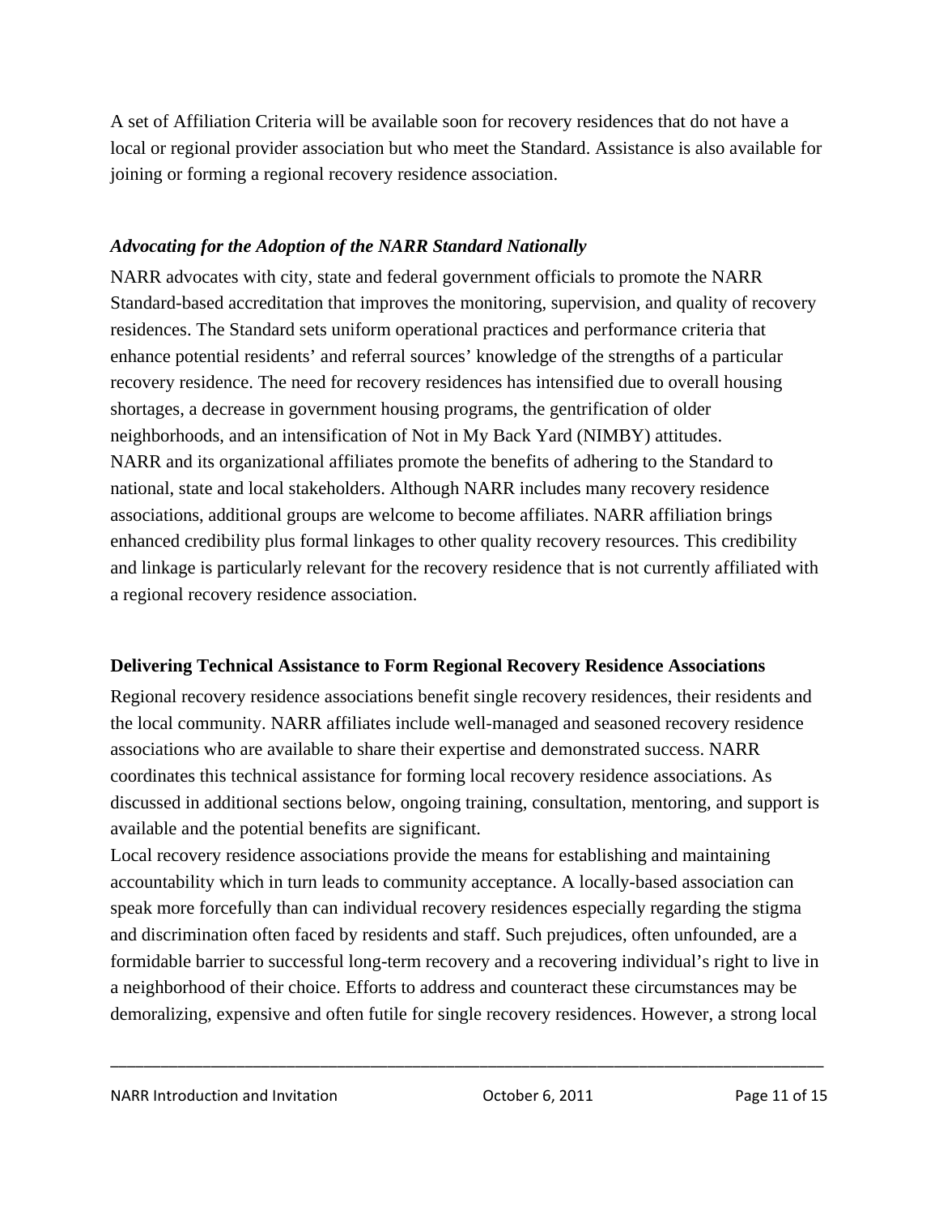A set of Affiliation Criteria will be available soon for recovery residences that do not have a local or regional provider association but who meet the Standard. Assistance is also available for joining or forming a regional recovery residence association.

### *Advocating for the Adoption of the NARR Standard Nationally*

NARR advocates with city, state and federal government officials to promote the NARR Standard-based accreditation that improves the monitoring, supervision, and quality of recovery residences. The Standard sets uniform operational practices and performance criteria that enhance potential residents' and referral sources' knowledge of the strengths of a particular recovery residence. The need for recovery residences has intensified due to overall housing shortages, a decrease in government housing programs, the gentrification of older neighborhoods, and an intensification of Not in My Back Yard (NIMBY) attitudes.

NARR and its organizational affiliates promote the benefits of adhering to the Standard to national, state and local stakeholders. Although NARR includes many recovery residence associations, additional groups are welcome to become affiliates. NARR affiliation brings enhanced credibility plus formal linkages to other quality recovery resources. This credibility and linkage is particularly relevant for the recovery residence that is not currently affiliated with a regional recovery residence association.

### **Delivering Technical Assistance to Form Regional Recovery Residence Associations**

Regional recovery residence associations benefit single recovery residences, their residents and the local community. NARR affiliates include well-managed and seasoned recovery residence associations who are available to share their expertise and demonstrated success. NARR coordinates this technical assistance for forming local recovery residence associations. As discussed in additional sections below, ongoing training, consultation, mentoring, and support is available and the potential benefits are significant.

Local recovery residence associations provide the means for establishing and maintaining accountability which in turn leads to community acceptance. A locally-based association can speak more forcefully than can individual recovery residences especially regarding the stigma and discrimination often faced by residents and staff. Such prejudices, often unfounded, are a formidable barrier to successful long-term recovery and a recovering individual's right to live in a neighborhood of their choice. Efforts to address and counteract these circumstances may be demoralizing, expensive and often futile for single recovery residences. However, a strong local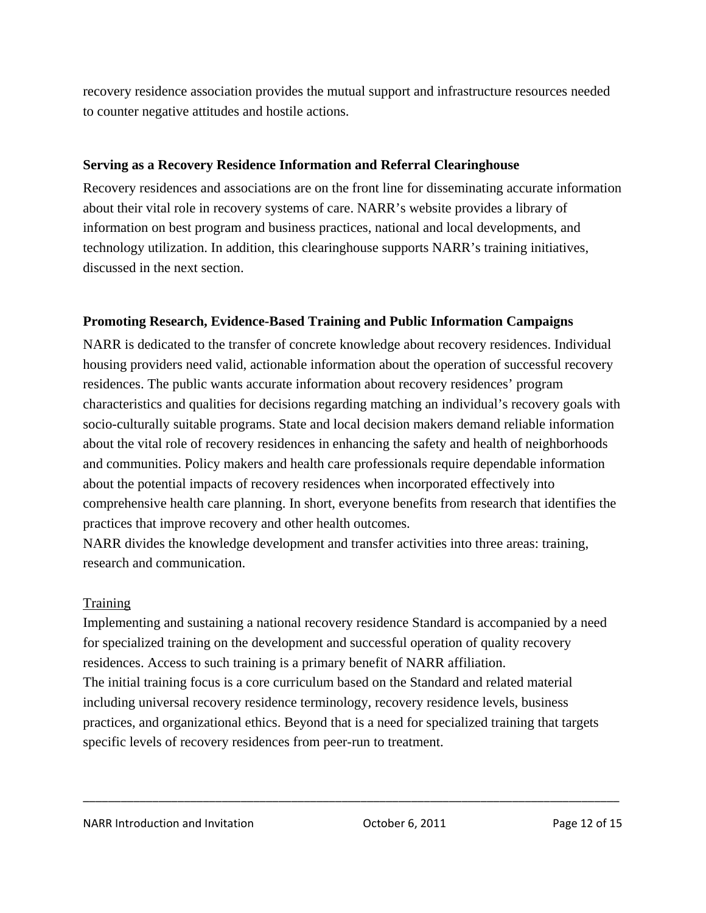recovery residence association provides the mutual support and infrastructure resources needed to counter negative attitudes and hostile actions.

**Serving as a Recovery Residence Information and Referral Clearinghouse**

Recovery residences and associations are on the front line for disseminating accurate information about their vital role in recovery systems of care. NARR's website provides a library of information on best program and business practices, national and local developments, and technology utilization. In addition, this clearinghouse supports NARR's training initiatives, discussed in the next section.

**Promoting Research, Evidence-Based Training and Public Information Campaigns**

NARR is dedicated to the transfer of concrete knowledge about recovery residences. Individual housing providers need valid, actionable information about the operation of successful recovery residences. The public wants accurate information about recovery residences' program characteristics and qualities for decisions regarding matching an individual's recovery goals with socio-culturally suitable programs. State and local decision makers demand reliable information about the vital role of recovery residences in enhancing the safety and health of neighborhoods and communities. Policy makers and health care professionals require dependable information about the potential impacts of recovery residences when incorporated effectively into comprehensive health care planning. In short, everyone benefits from research that identifies the practices that improve recovery and other health outcomes.

NARR divides the knowledge development and transfer activities into three areas: training, research and communication.

<u>Training</u>

Implementing and sustaining a national recovery residence Standard is accompanied by a need for specialized training on the development and successful operation of quality recovery residences. Access to such training is a primary benefit of NARR affiliation.

The initial training focus is a core curriculum based on the Standard and related material including universal recovery residence terminology, recovery residence levels, business practices, and organizational ethics. Beyond that is a need for specialized training that targets specific levels of recovery residences from peer-run to treatment.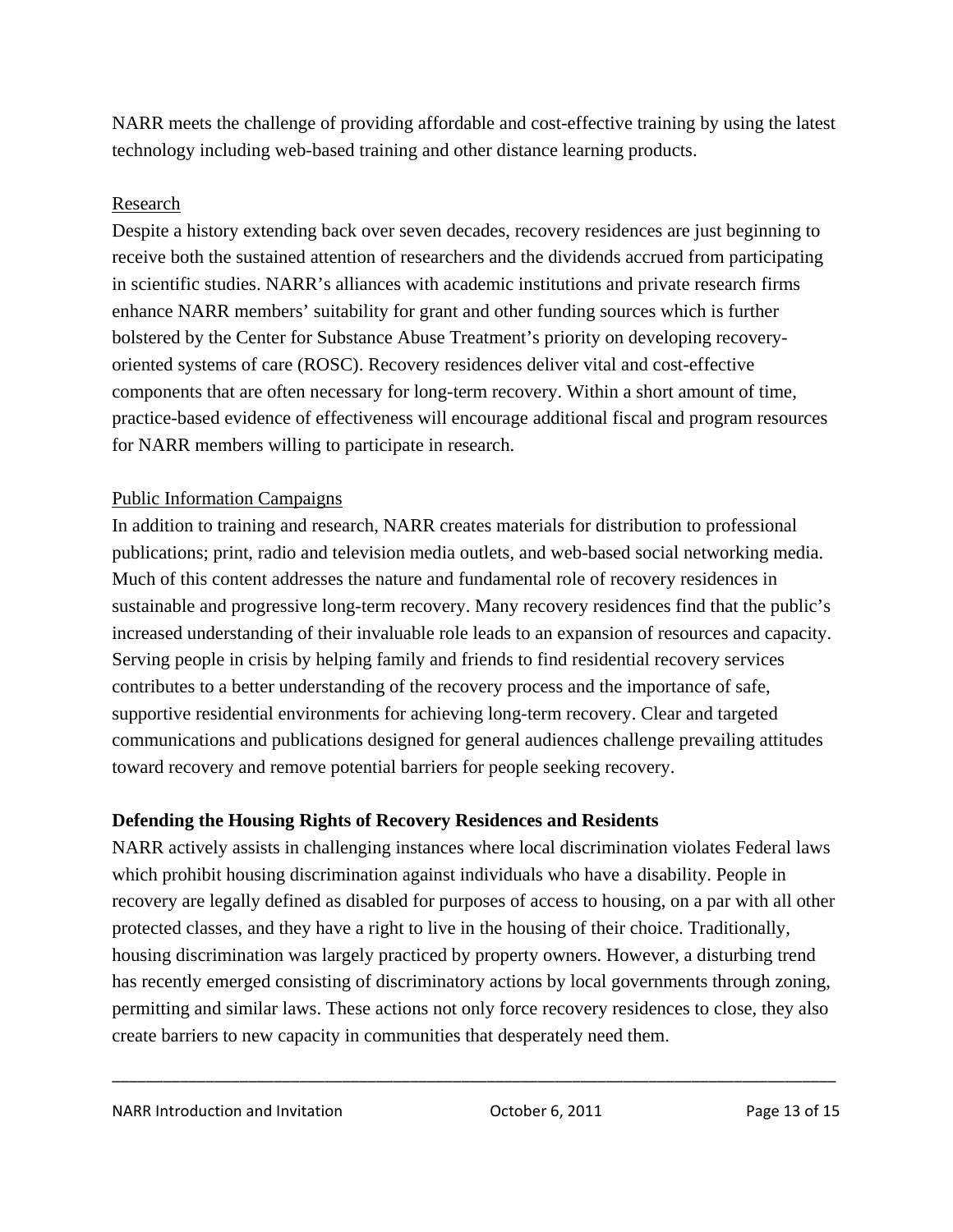NARR meets the challenge of providing affordable and cost-effective training by using the latest technology including web-based training and other distance learning products.

Research

Despite a history extending back over seven decades, recovery residences are just beginning to receive both the sustained attention of researchers and the dividends accrued from participating in scientific studies. NARR's alliances with academic institutions and private research firms enhance NARR members' suitability for grant and other funding sources which is further bolstered by the Center for Substance Abuse Treatment's priority on developing recovery-oriented systems of care (ROSC). Recovery residences deliver vital and cost-effective components that are often necessary for long-term recovery. Within a short amount of time, practice-based evidence of effectiveness will encourage additional fiscal and program resources for NARR members willing to participate in research.

Public Information Campaigns

In addition to training and research, NARR creates materials for distribution to professional publications; print, radio and television media outlets, and web-based social networking media. Much of this content addresses the nature and fundamental role of recovery residences in sustainable and progressive long-term recovery. Many recovery residences find that the public's increased understanding of their invaluable role leads to an expansion of resources and capacity. Serving people in crisis by helping family and friends to find residential recovery services contributes to a better understanding of the recovery process and the importance of safe, supportive residential environments for achieving long-term recovery. Clear and targeted communications and publications designed for general audiences challenge prevailing attitudes toward recovery and remove potential barriers for people seeking recovery.

**Defending the Housing Rights of Recovery Residences and Residents**

NARR actively assists in challenging instances where local discrimination violates Federal laws which prohibit housing discrimination against individuals who have a disability. People in recovery are legally defined as disabled for purposes of access to housing, on a par with all other protected classes, and they have a right to live in the housing of their choice. Traditionally, housing discrimination was largely practiced by property owners. However, a disturbing trend has recently emerged consisting of discriminatory actions by local governments through zoning, permitting and similar laws. These actions not only force recovery residences to close, they also create barriers to new capacity in communities that desperately need them.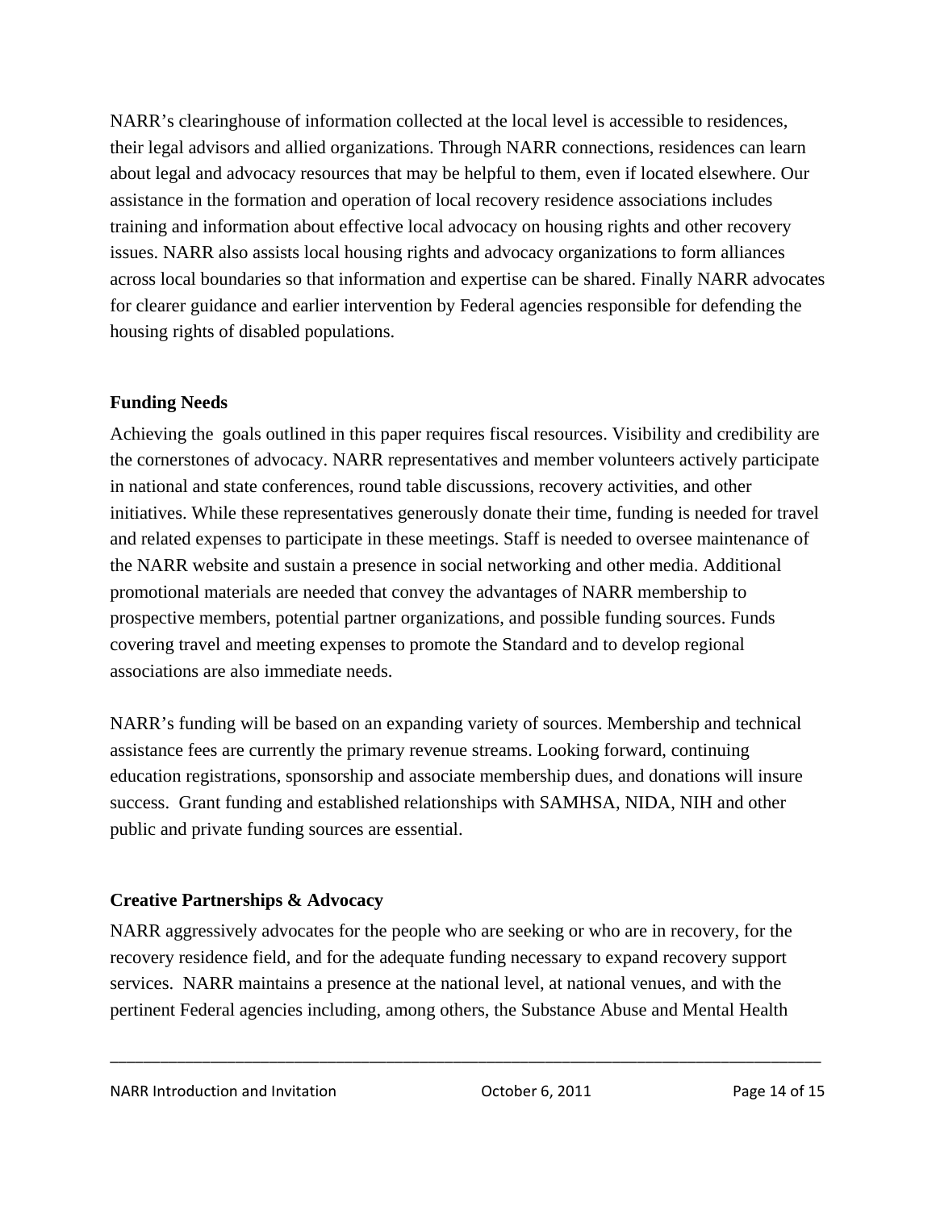NARR's clearinghouse of information collected at the local level is accessible to residences, their legal advisors and allied organizations. Through NARR connections, residences can learn about legal and advocacy resources that may be helpful to them, even if located elsewhere. Our assistance in the formation and operation of local recovery residence associations includes training and information about effective local advocacy on housing rights and other recovery issues. NARR also assists local housing rights and advocacy organizations to form alliances across local boundaries so that information and expertise can be shared. Finally NARR advocates for clearer guidance and earlier intervention by Federal agencies responsible for defending the housing rights of disabled populations.

**Funding Needs**

Achieving the goals outlined in this paper requires fiscal resources. Visibility and credibility are the cornerstones of advocacy. NARR representatives and member volunteers actively participate in national and state conferences, round table discussions, recovery activities, and other initiatives. While these representatives generously donate their time, funding is needed for travel and related expenses to participate in these meetings. Staff is needed to oversee maintenance of the NARR website and sustain a presence in social networking and other media. Additional promotional materials are needed that convey the advantages of NARR membership to prospective members, potential partner organizations, and possible funding sources. Funds covering travel and meeting expenses to promote the Standard and to develop regional associations are also immediate needs.

NARR's funding will be based on an expanding variety of sources. Membership and technical assistance fees are currently the primary revenue streams. Looking forward, continuing education registrations, sponsorship and associate membership dues, and donations will insure success. Grant funding and established relationships with SAMHSA, NIDA, NIH and other public and private funding sources are essential.

**Creative Partnerships & Advocacy**

NARR aggressively advocates for the people who are seeking or who are in recovery, for the recovery residence field, and for the adequate funding necessary to expand recovery support services. NARR maintains a presence at the national level, at national venues, and with the pertinent Federal agencies including, among others, the Substance Abuse and Mental Health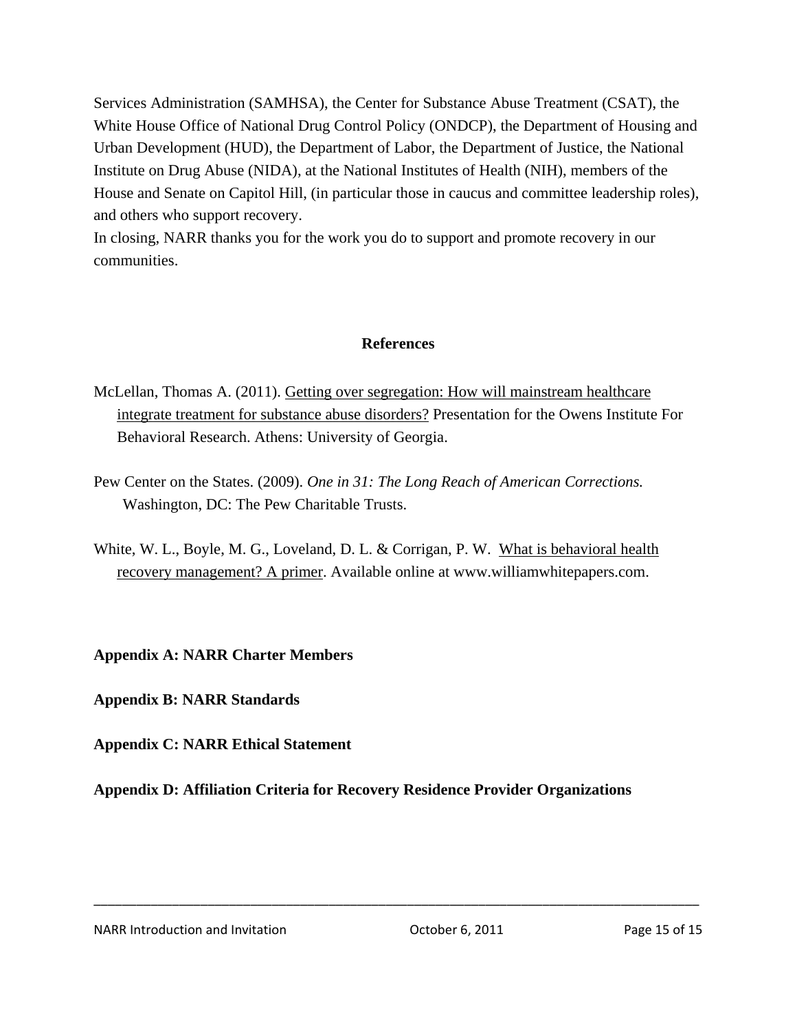Services Administration (SAMHSA), the Center for Substance Abuse Treatment (CSAT), the White House Office of National Drug Control Policy (ONDCP), the Department of Housing and Urban Development (HUD), the Department of Labor, the Department of Justice, the National Institute on Drug Abuse (NIDA), at the National Institutes of Health (NIH), members of the House and Senate on Capitol Hill, (in particular those in caucus and committee leadership roles), and others who support recovery.

In closing, NARR thanks you for the work you do to support and promote recovery in our communities.

## References

McLellan, Thomas A. (2011). Getting over segregation: How will mainstream healthcare integrate treatment for substance abuse disorders? Presentation for the Owens Institute For Behavioral Research. Athens: University of Georgia.

Pew Center on the States. (2009). *One in 31: The Long Reach of American Corrections.* Washington, DC: The Pew Charitable Trusts.

White, W. L., Boyle, M. G., Loveland, D. L. & Corrigan, P. W. What is behavioral health recovery management? A primer. Available online at www.williamwhitepapers.com.

**Appendix A: NARR Charter Members**

**Appendix B: NARR Standards**

**Appendix C: NARR Ethical Statement**

**Appendix D: Affiliation Criteria for Recovery Residence Provider Organizations**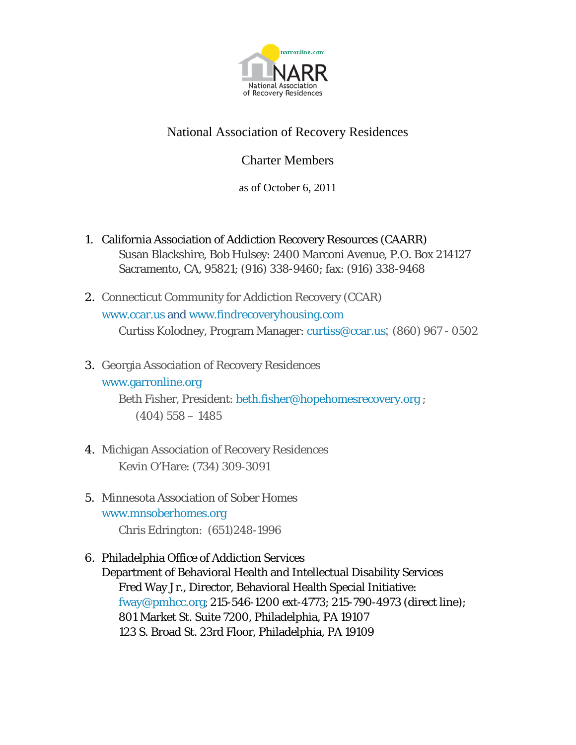narronline.com

NARR
National Association of Recovery Residences

# National Association of Recovery Residences

## Charter Members

as of October 6, 2011

1. California Association of Addiction Recovery Resources (CAARR)
   Susan Blackshire, Bob Hulsey: 2400 Marconi Avenue, P.O. Box 214127
   Sacramento, CA, 95821; (916) 338-9460; fax: (916) 338-9468

2. Connecticut Community for Addiction Recovery (CCAR)
   www.ccar.us and www.findrecoveryhousing.com
   Curtiss Kolodney, Program Manager: curtiss@ccar.us; (860) 967 - 0502

3. Georgia Association of Recovery Residences
   www.garronline.org
   Beth Fisher, President: beth.fisher@hopehomesrecovery.org ;
   (404) 558 – 1485

4. Michigan Association of Recovery Residences
   Kevin O'Hare: (734) 309-3091

5. Minnesota Association of Sober Homes
   www.mnsoberhomes.org
   Chris Edrington: (651)248-1996

6. Philadelphia Office of Addiction Services
   Department of Behavioral Health and Intellectual Disability Services
   Fred Way Jr., Director, Behavioral Health Special Initiative:
   fway@pmhcc.org; 215-546-1200 ext-4773; 215-790-4973 (direct line);
   801 Market St. Suite 7200, Philadelphia, PA 19107
   123 S. Broad St. 23rd Floor, Philadelphia, PA 19109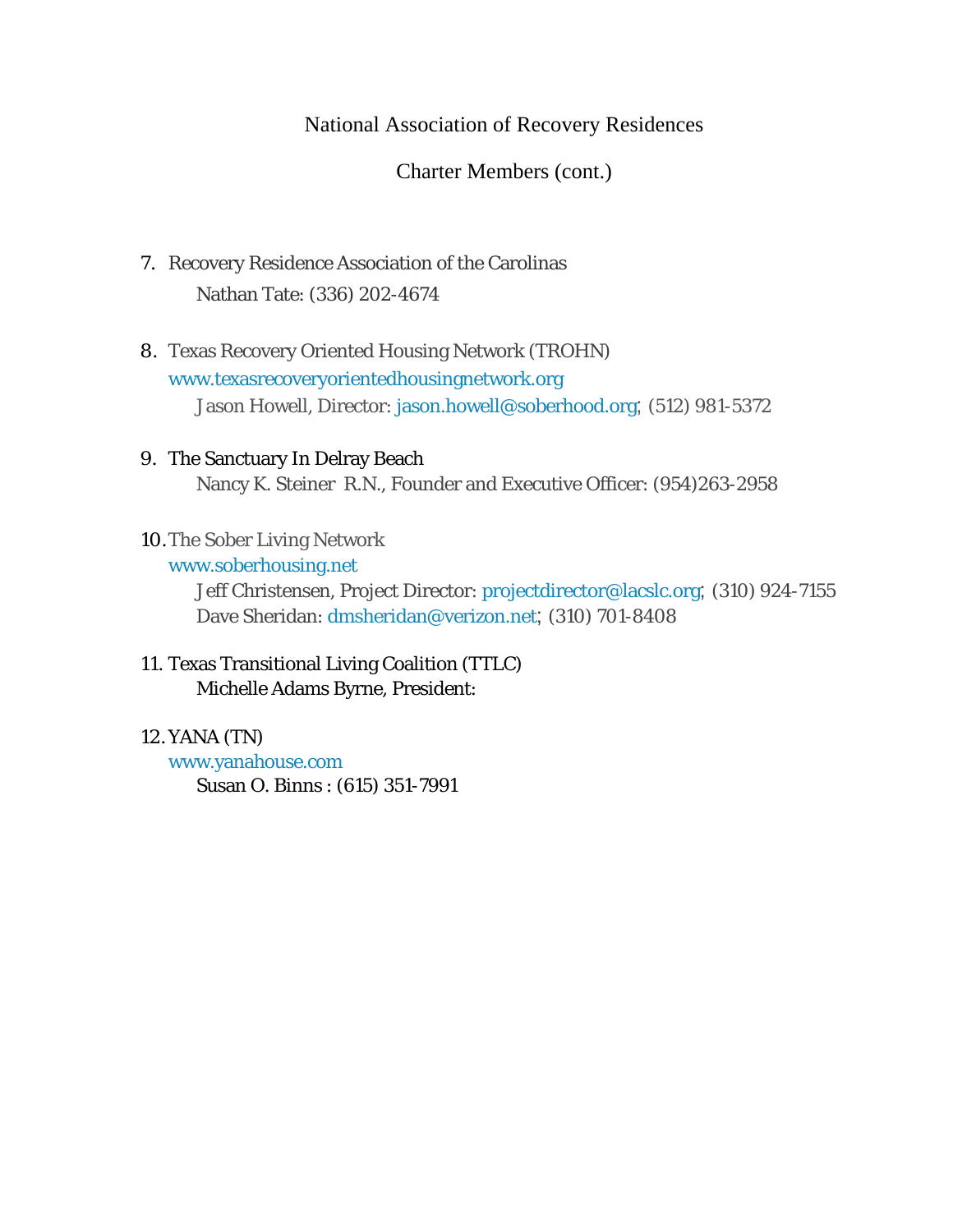National Association of Recovery Residences

Charter Members (cont.)

7. Recovery Residence Association of the Carolinas
   Nathan Tate: (336) 202-4674

8. Texas Recovery Oriented Housing Network (TROHN)
   www.texasrecoveryorientedhousingnetwork.org
   Jason Howell, Director: jason.howell@soberhood.org; (512) 981-5372

9. The Sanctuary In Delray Beach
   Nancy K. Steiner R.N., Founder and Executive Officer: (954)263-2958

10. The Sober Living Network
    www.soberhousing.net
    Jeff Christensen, Project Director: projectdirector@lacslc.org; (310) 924-7155
    Dave Sheridan: dmsheridan@verizon.net; (310) 701-8408

11. Texas Transitional Living Coalition (TTLC)
    Michelle Adams Byrne, President:

12. YANA (TN)
    www.yanahouse.com
    Susan O. Binns : (615) 351-7991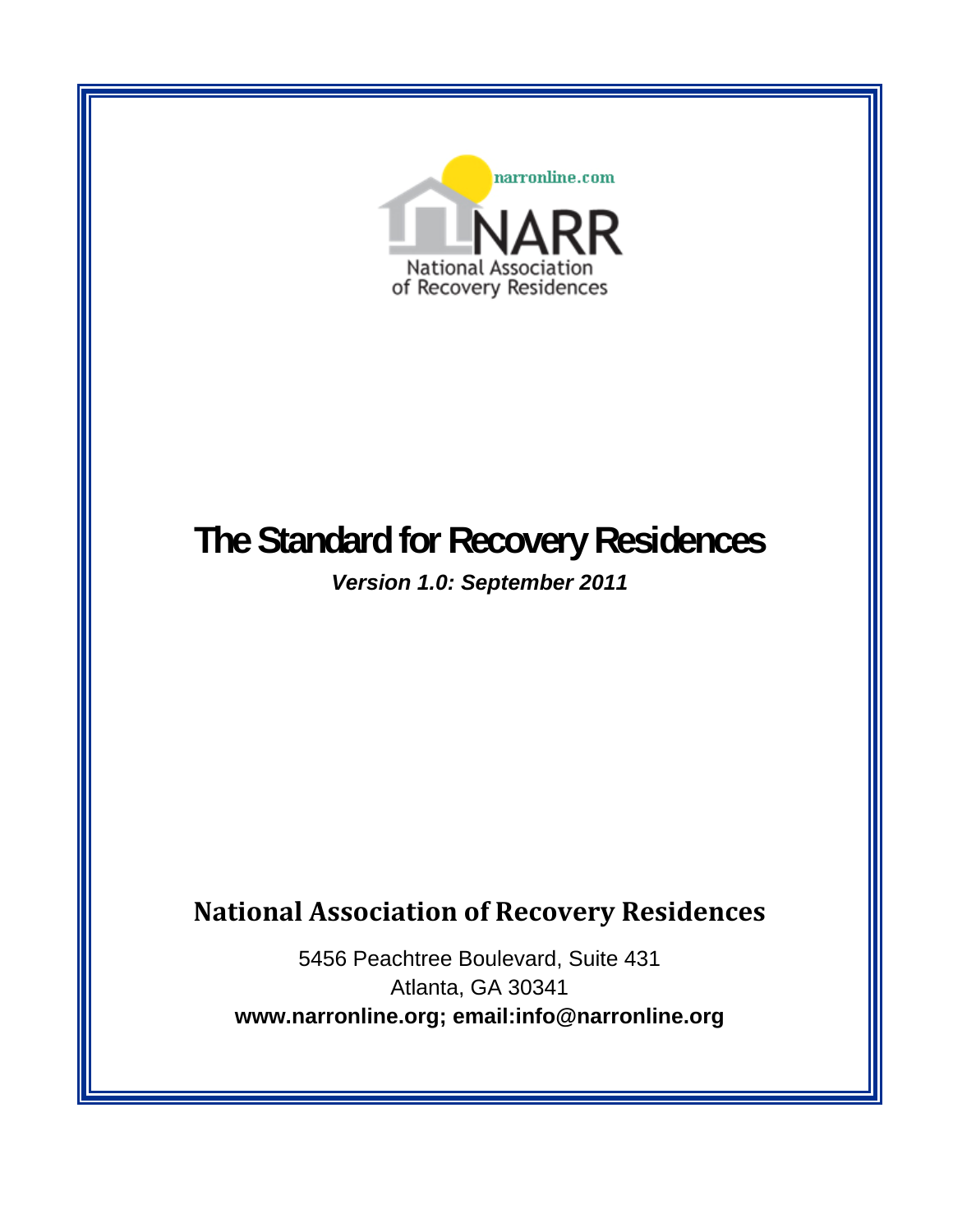narronline.com

NARR

National Association of Recovery Residences

# The Standard for Recovery Residences

***Version 1.0: September 2011***

## National Association of Recovery Residences

5456 Peachtree Boulevard, Suite 431
Atlanta, GA 30341
**www.narronline.org; email:info@narronline.org**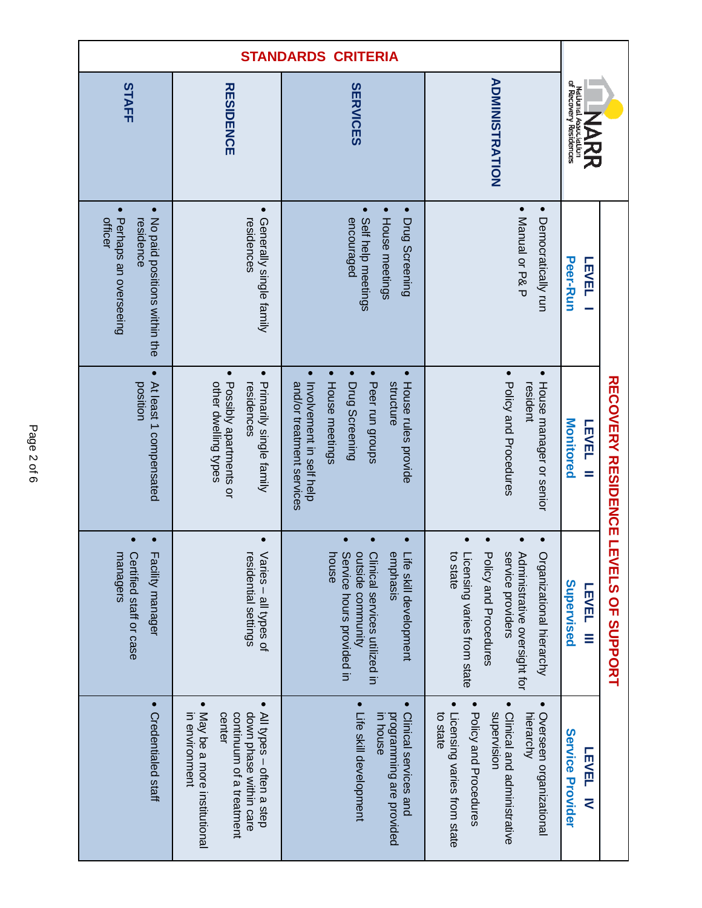# RECOVERY RESIDENCE LEVELS OF SUPPORT

National Association of Recovery Residences (NARR)

| STANDARDS CRITERIA | LEVEL I Peer-Run | LEVEL II Monitored | LEVEL III Supervised | LEVEL IV Service Provider |
|---|---|---|---|---|
| **ADMINISTRATION** | • Democratically run<br>• Manual or P& P | • House manager or senior resident<br>• Policy and Procedures | • Organizational hierarchy<br>• Administrative oversight for service providers<br>• Policy and Procedures<br>• Licensing varies from state to state | • Overseen organizational hierarchy<br>• Clinical and administrative supervision<br>• Policy and Procedures<br>• Licensing varies from state to state |
| **SERVICES** | • Drug Screening<br>• House meetings<br>• Self help meetings encouraged | • House rules provide structure<br>• Peer run groups<br>• Drug Screening<br>• House meetings<br>• Involvement in self help and/or treatment services | • Life skill development emphasis<br>• Clinical services utilized in outside community<br>• Service hours provided in house | • Clinical services and programming are provided in house<br>• Life skill development |
| **RESIDENCE** | • Generally single family residences | • Primarily single family residences<br>• Possibly apartments or other dwelling types | • Varies – all types of residential settings | • All types – often a step down phase within care continuum of a treatment center<br>• May be a more institutional in environment |
| **STAFF** | • No paid positions within the residence<br>• Perhaps an overseeing officer | • At least 1 compensated position | • Facility manager<br>• Certified staff or case managers | • Credentialed staff |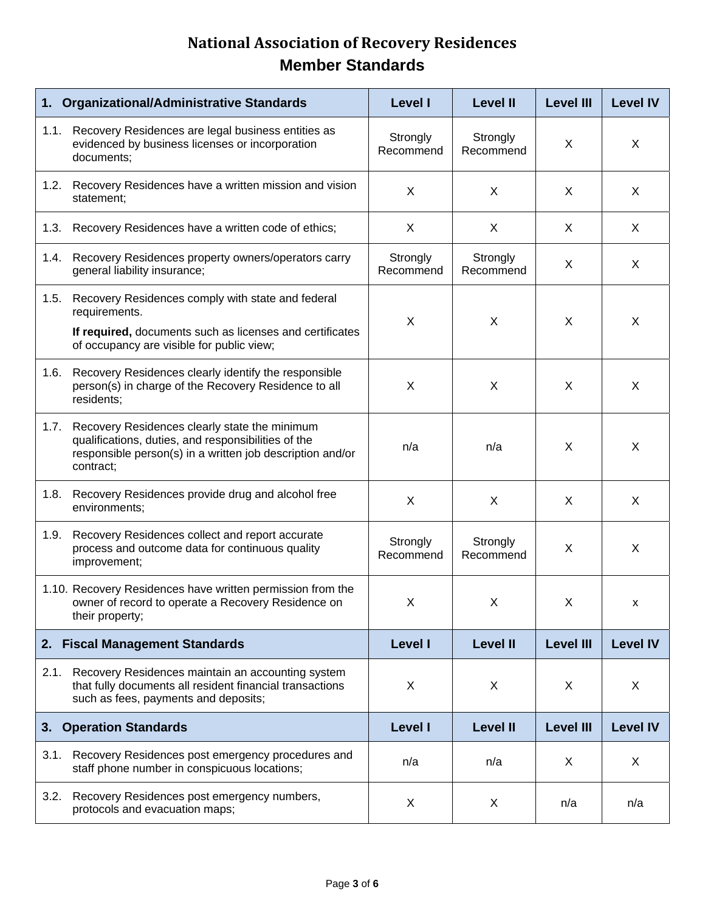# National Association of Recovery Residences

## Member Standards

| 1. Organizational/Administrative Standards | Level I | Level II | Level III | Level IV |
|---|---|---|---|---|
| 1.1. Recovery Residences are legal business entities as evidenced by business licenses or incorporation documents; | Strongly Recommend | Strongly Recommend | X | X |
| 1.2. Recovery Residences have a written mission and vision statement; | X | X | X | X |
| 1.3. Recovery Residences have a written code of ethics; | X | X | X | X |
| 1.4. Recovery Residences property owners/operators carry general liability insurance; | Strongly Recommend | Strongly Recommend | X | X |
| 1.5. Recovery Residences comply with state and federal requirements. **If required,** documents such as licenses and certificates of occupancy are visible for public view; | X | X | X | X |
| 1.6. Recovery Residences clearly identify the responsible person(s) in charge of the Recovery Residence to all residents; | X | X | X | X |
| 1.7. Recovery Residences clearly state the minimum qualifications, duties, and responsibilities of the responsible person(s) in a written job description and/or contract; | n/a | n/a | X | X |
| 1.8. Recovery Residences provide drug and alcohol free environments; | X | X | X | X |
| 1.9. Recovery Residences collect and report accurate process and outcome data for continuous quality improvement; | Strongly Recommend | Strongly Recommend | X | X |
| 1.10. Recovery Residences have written permission from the owner of record to operate a Recovery Residence on their property; | X | X | X | x |
| **2. Fiscal Management Standards** | **Level I** | **Level II** | **Level III** | **Level IV** |
| 2.1. Recovery Residences maintain an accounting system that fully documents all resident financial transactions such as fees, payments and deposits; | X | X | X | X |
| **3. Operation Standards** | **Level I** | **Level II** | **Level III** | **Level IV** |
| 3.1. Recovery Residences post emergency procedures and staff phone number in conspicuous locations; | n/a | n/a | X | X |
| 3.2. Recovery Residences post emergency numbers, protocols and evacuation maps; | X | X | n/a | n/a |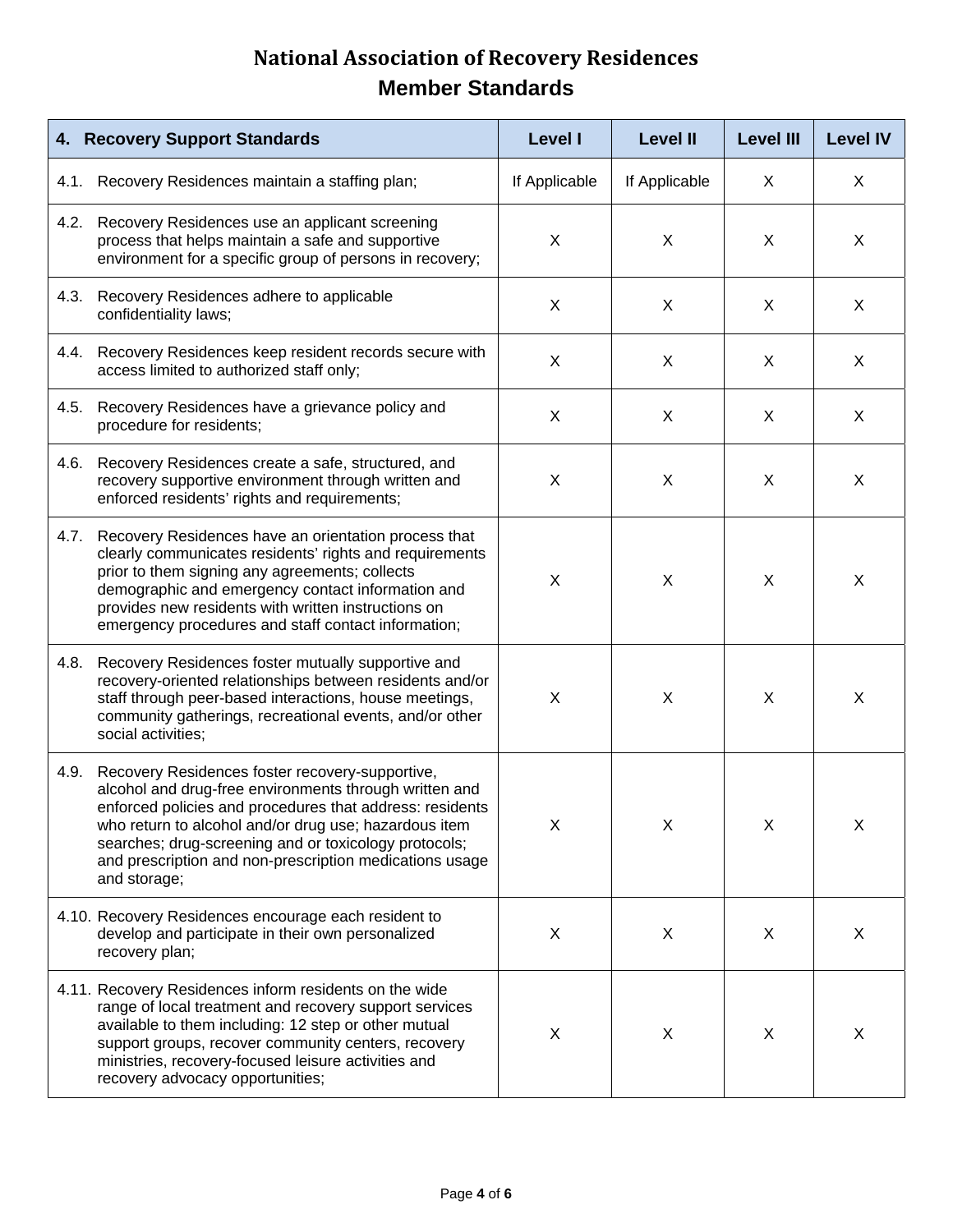# National Association of Recovery Residences
## Member Standards

| 4. Recovery Support Standards | Level I | Level II | Level III | Level IV |
|---|---|---|---|---|
| 4.1. Recovery Residences maintain a staffing plan; | If Applicable | If Applicable | X | X |
| 4.2. Recovery Residences use an applicant screening process that helps maintain a safe and supportive environment for a specific group of persons in recovery; | X | X | X | X |
| 4.3. Recovery Residences adhere to applicable confidentiality laws; | X | X | X | X |
| 4.4. Recovery Residences keep resident records secure with access limited to authorized staff only; | X | X | X | X |
| 4.5. Recovery Residences have a grievance policy and procedure for residents; | X | X | X | X |
| 4.6. Recovery Residences create a safe, structured, and recovery supportive environment through written and enforced residents' rights and requirements; | X | X | X | X |
| 4.7. Recovery Residences have an orientation process that clearly communicates residents' rights and requirements prior to them signing any agreements; collects demographic and emergency contact information and provides new residents with written instructions on emergency procedures and staff contact information; | X | X | X | X |
| 4.8. Recovery Residences foster mutually supportive and recovery-oriented relationships between residents and/or staff through peer-based interactions, house meetings, community gatherings, recreational events, and/or other social activities; | X | X | X | X |
| 4.9. Recovery Residences foster recovery-supportive, alcohol and drug-free environments through written and enforced policies and procedures that address: residents who return to alcohol and/or drug use; hazardous item searches; drug-screening and or toxicology protocols; and prescription and non-prescription medications usage and storage; | X | X | X | X |
| 4.10. Recovery Residences encourage each resident to develop and participate in their own personalized recovery plan; | X | X | X | X |
| 4.11. Recovery Residences inform residents on the wide range of local treatment and recovery support services available to them including: 12 step or other mutual support groups, recover community centers, recovery ministries, recovery-focused leisure activities and recovery advocacy opportunities; | X | X | X | X |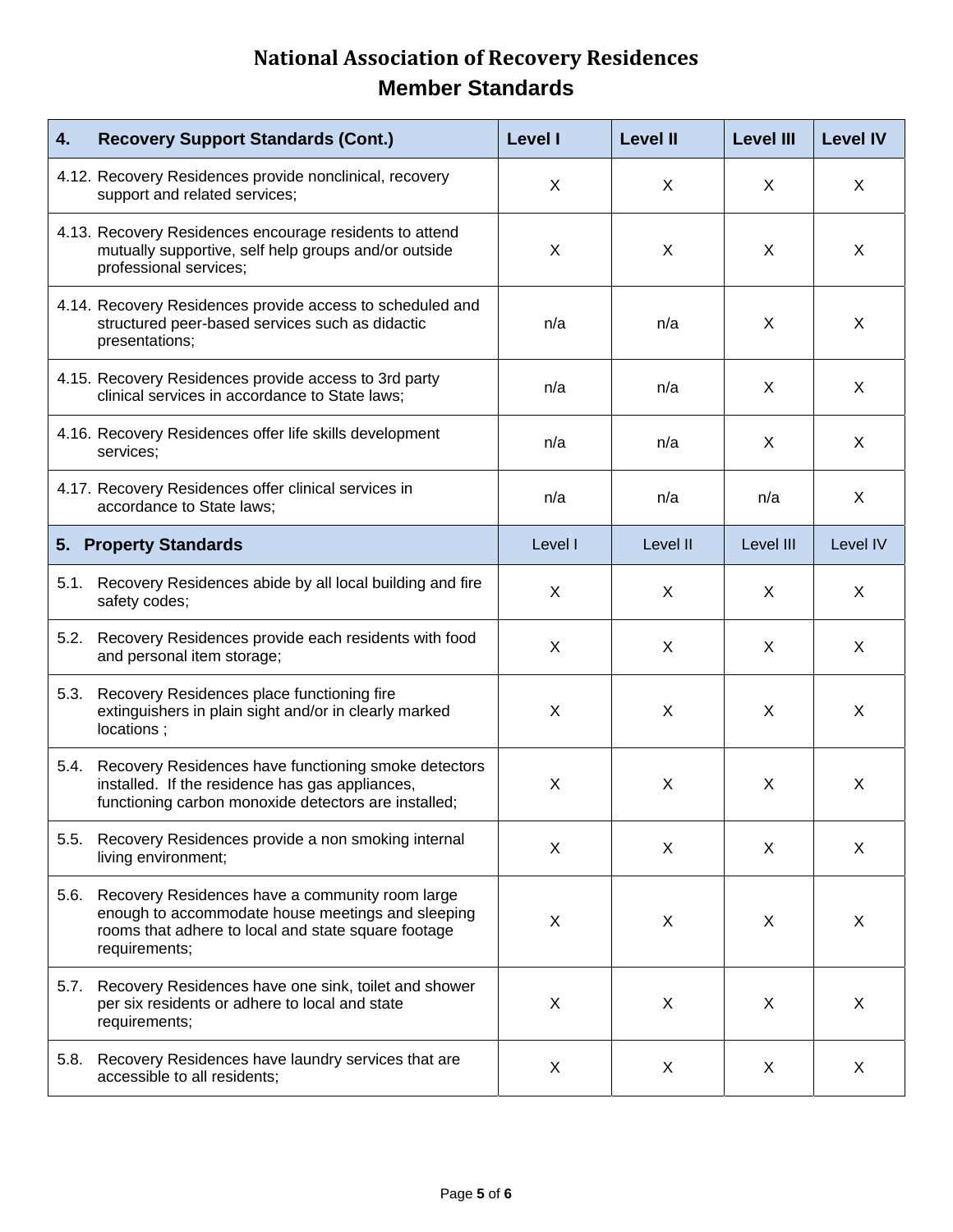# National Association of Recovery Residences

## Member Standards

| 4. Recovery Support Standards (Cont.) | Level I | Level II | Level III | Level IV |
|---|---|---|---|---|
| 4.12. Recovery Residences provide nonclinical, recovery support and related services; | X | X | X | X |
| 4.13. Recovery Residences encourage residents to attend mutually supportive, self help groups and/or outside professional services; | X | X | X | X |
| 4.14. Recovery Residences provide access to scheduled and structured peer-based services such as didactic presentations; | n/a | n/a | X | X |
| 4.15. Recovery Residences provide access to 3rd party clinical services in accordance to State laws; | n/a | n/a | X | X |
| 4.16. Recovery Residences offer life skills development services; | n/a | n/a | X | X |
| 4.17. Recovery Residences offer clinical services in accordance to State laws; | n/a | n/a | n/a | X |
| **5. Property Standards** | Level I | Level II | Level III | Level IV |
| 5.1. Recovery Residences abide by all local building and fire safety codes; | X | X | X | X |
| 5.2. Recovery Residences provide each residents with food and personal item storage; | X | X | X | X |
| 5.3. Recovery Residences place functioning fire extinguishers in plain sight and/or in clearly marked locations ; | X | X | X | X |
| 5.4. Recovery Residences have functioning smoke detectors installed. If the residence has gas appliances, functioning carbon monoxide detectors are installed; | X | X | X | X |
| 5.5. Recovery Residences provide a non smoking internal living environment; | X | X | X | X |
| 5.6. Recovery Residences have a community room large enough to accommodate house meetings and sleeping rooms that adhere to local and state square footage requirements; | X | X | X | X |
| 5.7. Recovery Residences have one sink, toilet and shower per six residents or adhere to local and state requirements; | X | X | X | X |
| 5.8. Recovery Residences have laundry services that are accessible to all residents; | X | X | X | X |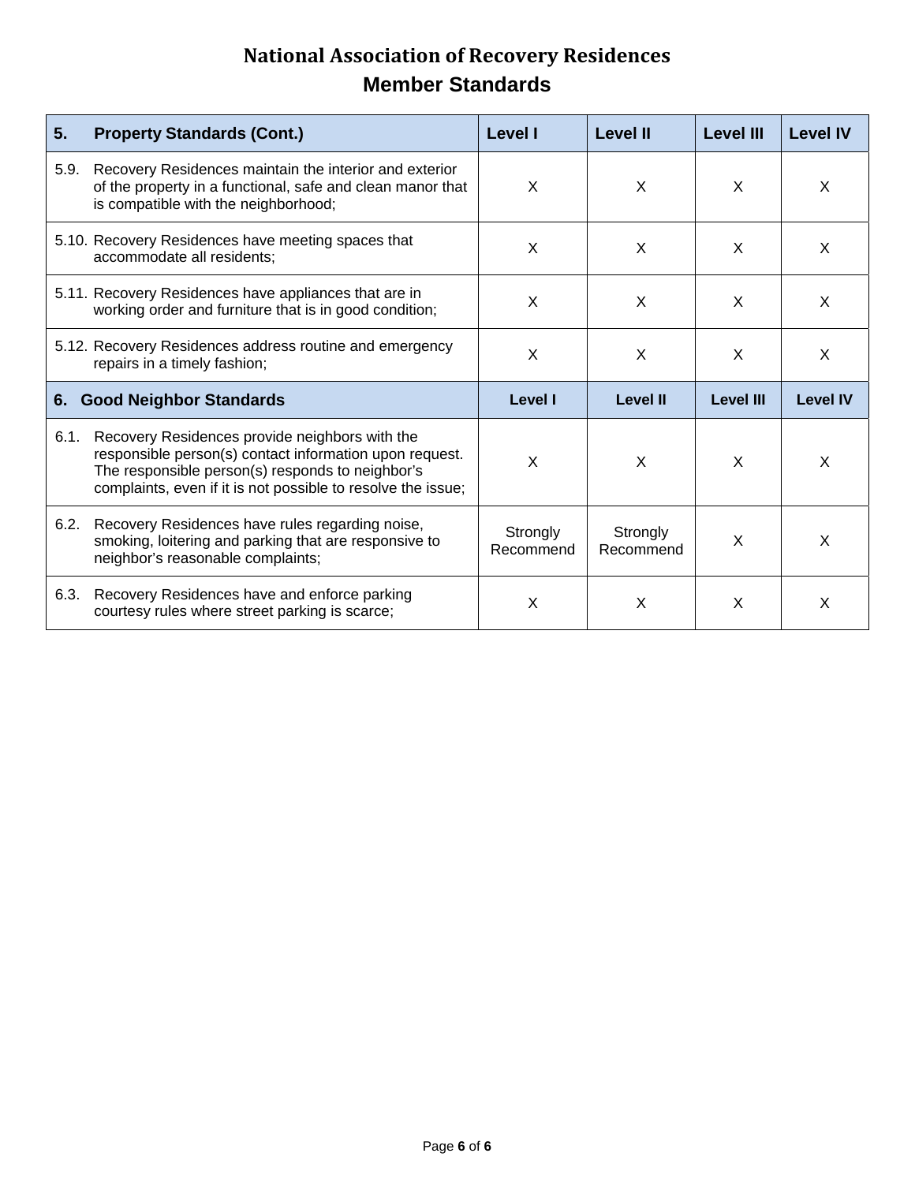# National Association of Recovery Residences
## Member Standards

| 5. Property Standards (Cont.) | Level I | Level II | Level III | Level IV |
|---|---|---|---|---|
| 5.9. Recovery Residences maintain the interior and exterior of the property in a functional, safe and clean manor that is compatible with the neighborhood; | X | X | X | X |
| 5.10. Recovery Residences have meeting spaces that accommodate all residents; | X | X | X | X |
| 5.11. Recovery Residences have appliances that are in working order and furniture that is in good condition; | X | X | X | X |
| 5.12. Recovery Residences address routine and emergency repairs in a timely fashion; | X | X | X | X |
| **6. Good Neighbor Standards** | **Level I** | **Level II** | **Level III** | **Level IV** |
| 6.1. Recovery Residences provide neighbors with the responsible person(s) contact information upon request. The responsible person(s) responds to neighbor's complaints, even if it is not possible to resolve the issue; | X | X | X | X |
| 6.2. Recovery Residences have rules regarding noise, smoking, loitering and parking that are responsive to neighbor's reasonable complaints; | Strongly Recommend | Strongly Recommend | X | X |
| 6.3. Recovery Residences have and enforce parking courtesy rules where street parking is scarce; | X | X | X | X |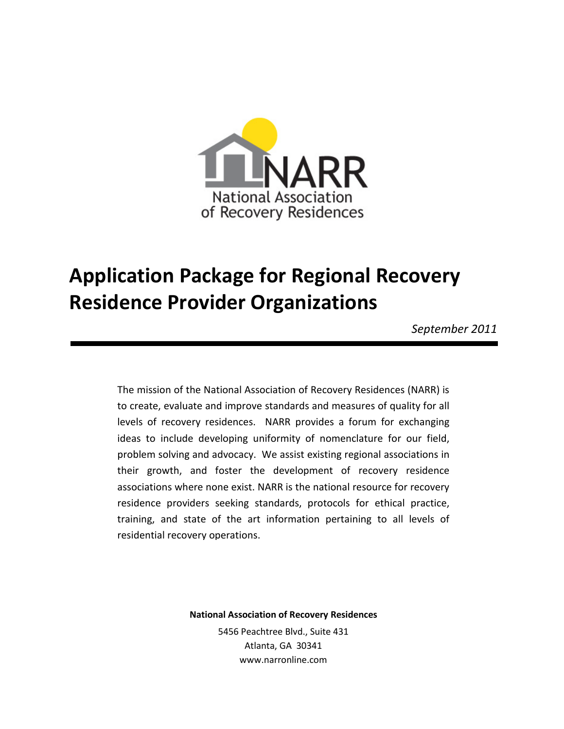National Association of Recovery Residences

# Application Package for Regional Recovery Residence Provider Organizations

*September 2011*

The mission of the National Association of Recovery Residences (NARR) is to create, evaluate and improve standards and measures of quality for all levels of recovery residences. NARR provides a forum for exchanging ideas to include developing uniformity of nomenclature for our field, problem solving and advocacy. We assist existing regional associations in their growth, and foster the development of recovery residence associations where none exist. NARR is the national resource for recovery residence providers seeking standards, protocols for ethical practice, training, and state of the art information pertaining to all levels of residential recovery operations.

**National Association of Recovery Residences**

5456 Peachtree Blvd., Suite 431
Atlanta, GA 30341
www.narronline.com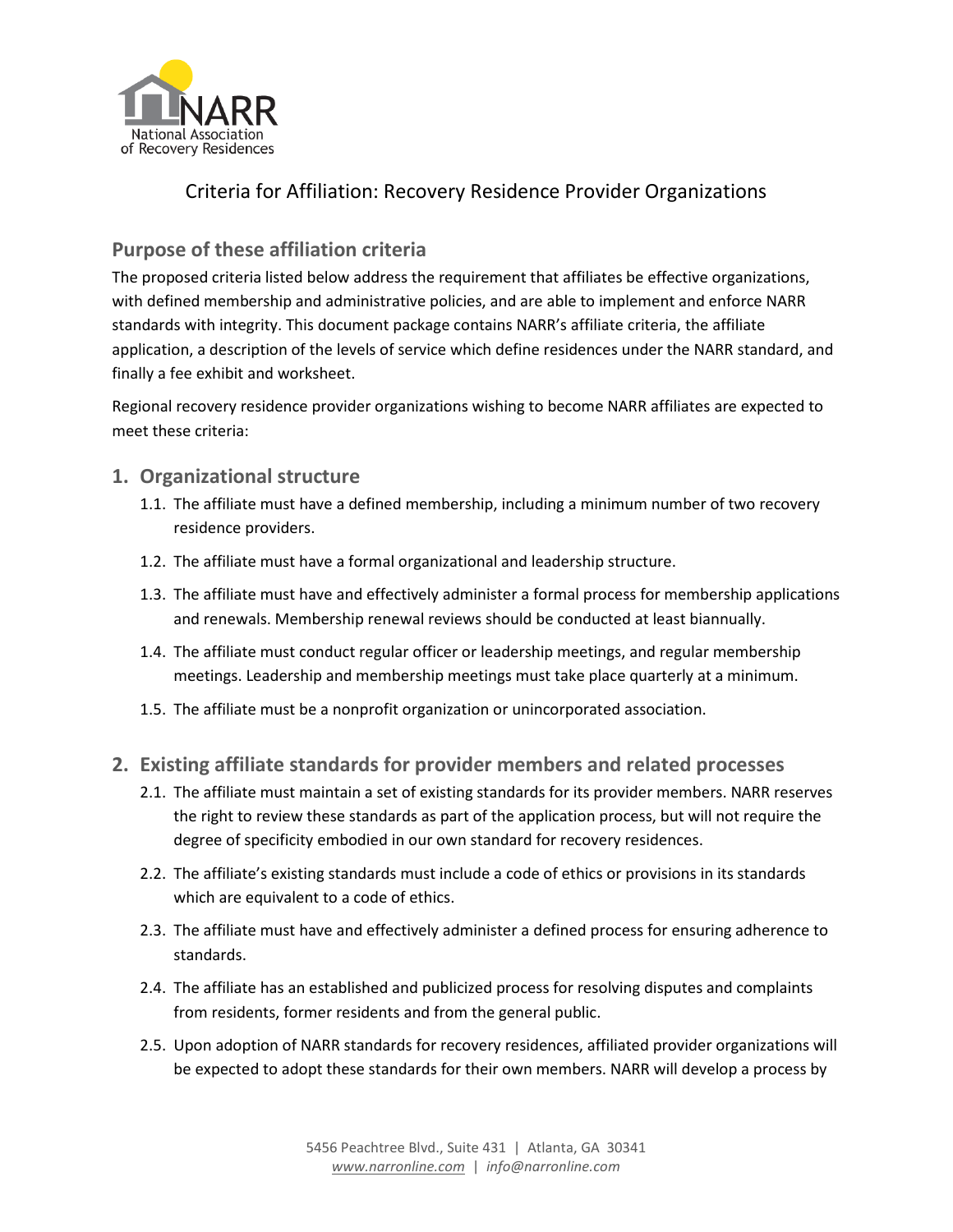# Criteria for Affiliation: Recovery Residence Provider Organizations

## Purpose of these affiliation criteria

The proposed criteria listed below address the requirement that affiliates be effective organizations, with defined membership and administrative policies, and are able to implement and enforce NARR standards with integrity. This document package contains NARR's affiliate criteria, the affiliate application, a description of the levels of service which define residences under the NARR standard, and finally a fee exhibit and worksheet.

Regional recovery residence provider organizations wishing to become NARR affiliates are expected to meet these criteria:

## 1. Organizational structure

- 1.1. The affiliate must have a defined membership, including a minimum number of two recovery residence providers.
- 1.2. The affiliate must have a formal organizational and leadership structure.
- 1.3. The affiliate must have and effectively administer a formal process for membership applications and renewals. Membership renewal reviews should be conducted at least biannually.
- 1.4. The affiliate must conduct regular officer or leadership meetings, and regular membership meetings. Leadership and membership meetings must take place quarterly at a minimum.
- 1.5. The affiliate must be a nonprofit organization or unincorporated association.

## 2. Existing affiliate standards for provider members and related processes

- 2.1. The affiliate must maintain a set of existing standards for its provider members. NARR reserves the right to review these standards as part of the application process, but will not require the degree of specificity embodied in our own standard for recovery residences.
- 2.2. The affiliate's existing standards must include a code of ethics or provisions in its standards which are equivalent to a code of ethics.
- 2.3. The affiliate must have and effectively administer a defined process for ensuring adherence to standards.
- 2.4. The affiliate has an established and publicized process for resolving disputes and complaints from residents, former residents and from the general public.
- 2.5. Upon adoption of NARR standards for recovery residences, affiliated provider organizations will be expected to adopt these standards for their own members. NARR will develop a process by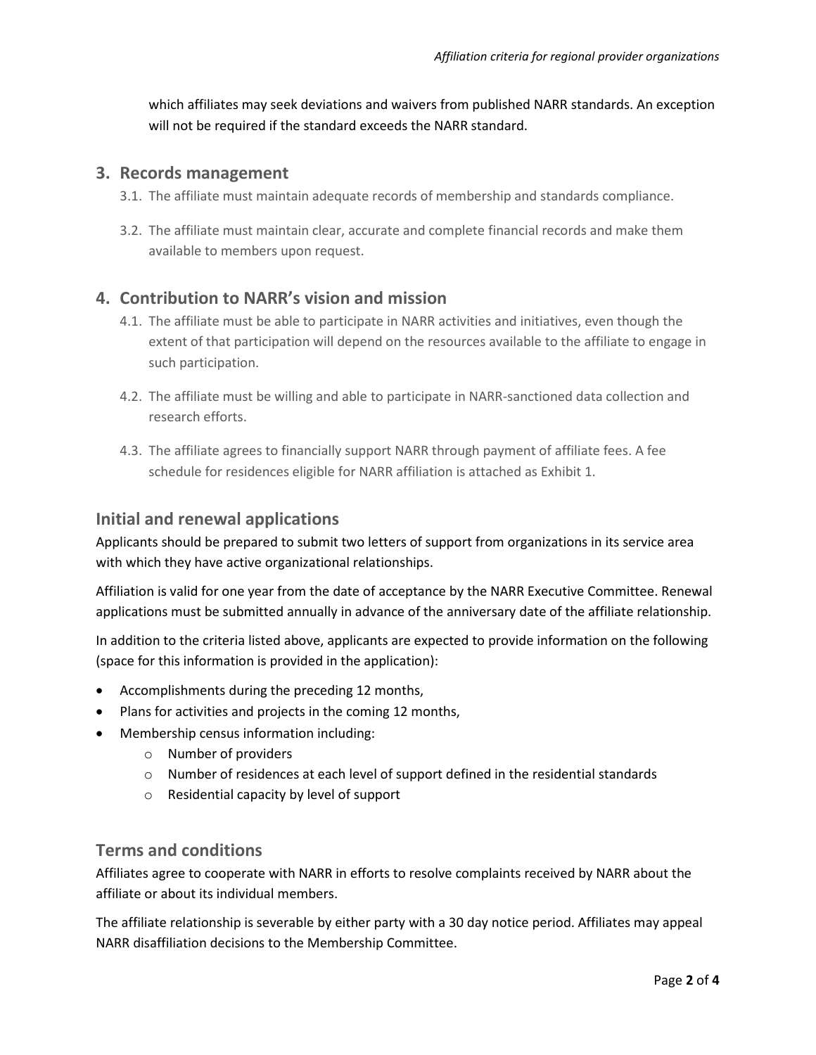which affiliates may seek deviations and waivers from published NARR standards. An exception will not be required if the standard exceeds the NARR standard.

## 3. Records management

3.1. The affiliate must maintain adequate records of membership and standards compliance.

3.2. The affiliate must maintain clear, accurate and complete financial records and make them available to members upon request.

## 4. Contribution to NARR's vision and mission

4.1. The affiliate must be able to participate in NARR activities and initiatives, even though the extent of that participation will depend on the resources available to the affiliate to engage in such participation.

4.2. The affiliate must be willing and able to participate in NARR-sanctioned data collection and research efforts.

4.3. The affiliate agrees to financially support NARR through payment of affiliate fees. A fee schedule for residences eligible for NARR affiliation is attached as Exhibit 1.

## Initial and renewal applications

Applicants should be prepared to submit two letters of support from organizations in its service area with which they have active organizational relationships.

Affiliation is valid for one year from the date of acceptance by the NARR Executive Committee. Renewal applications must be submitted annually in advance of the anniversary date of the affiliate relationship.

In addition to the criteria listed above, applicants are expected to provide information on the following (space for this information is provided in the application):

- Accomplishments during the preceding 12 months,
- Plans for activities and projects in the coming 12 months,
- Membership census information including:
  - Number of providers
  - Number of residences at each level of support defined in the residential standards
  - Residential capacity by level of support

## Terms and conditions

Affiliates agree to cooperate with NARR in efforts to resolve complaints received by NARR about the affiliate or about its individual members.

The affiliate relationship is severable by either party with a 30 day notice period. Affiliates may appeal NARR disaffiliation decisions to the Membership Committee.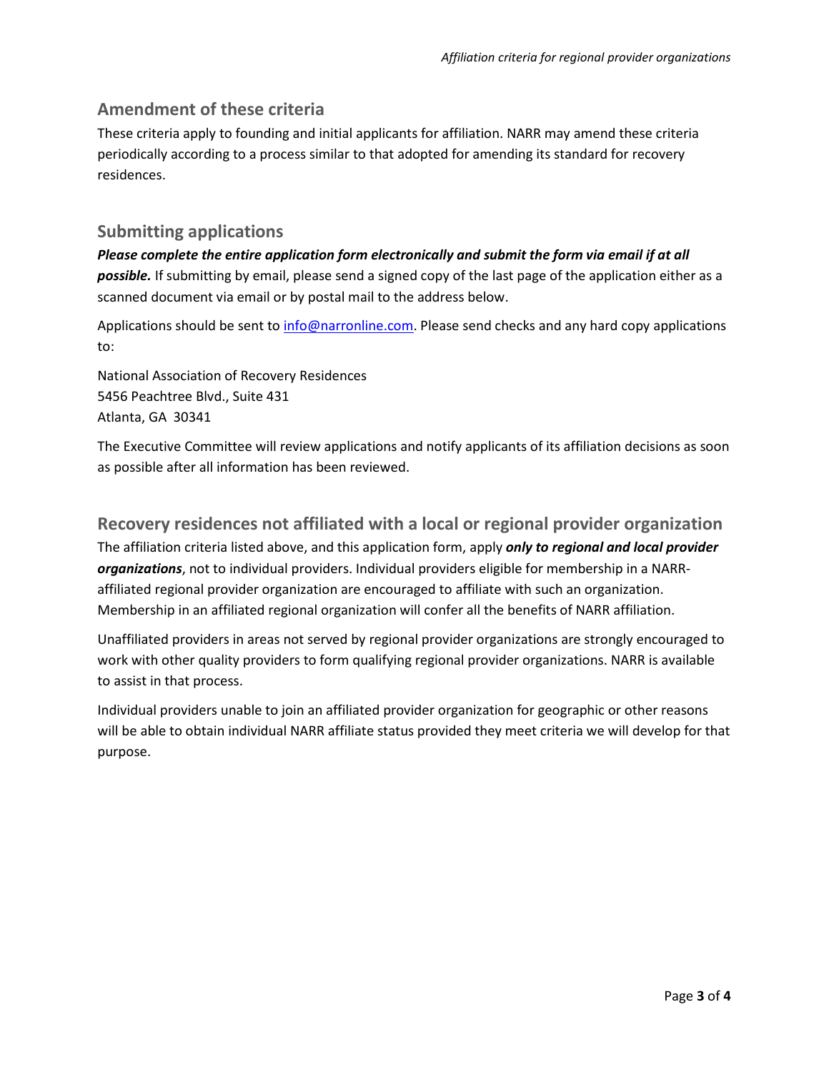## Amendment of these criteria

These criteria apply to founding and initial applicants for affiliation. NARR may amend these criteria periodically according to a process similar to that adopted for amending its standard for recovery residences.

## Submitting applications

***Please complete the entire application form electronically and submit the form via email if at all possible.*** If submitting by email, please send a signed copy of the last page of the application either as a scanned document via email or by postal mail to the address below.

Applications should be sent to info@narronline.com. Please send checks and any hard copy applications to:

National Association of Recovery Residences
5456 Peachtree Blvd., Suite 431
Atlanta, GA 30341

The Executive Committee will review applications and notify applicants of its affiliation decisions as soon as possible after all information has been reviewed.

## Recovery residences not affiliated with a local or regional provider organization

The affiliation criteria listed above, and this application form, apply ***only to regional and local provider organizations***, not to individual providers. Individual providers eligible for membership in a NARR-affiliated regional provider organization are encouraged to affiliate with such an organization. Membership in an affiliated regional organization will confer all the benefits of NARR affiliation.

Unaffiliated providers in areas not served by regional provider organizations are strongly encouraged to work with other quality providers to form qualifying regional provider organizations. NARR is available to assist in that process.

Individual providers unable to join an affiliated provider organization for geographic or other reasons will be able to obtain individual NARR affiliate status provided they meet criteria we will develop for that purpose.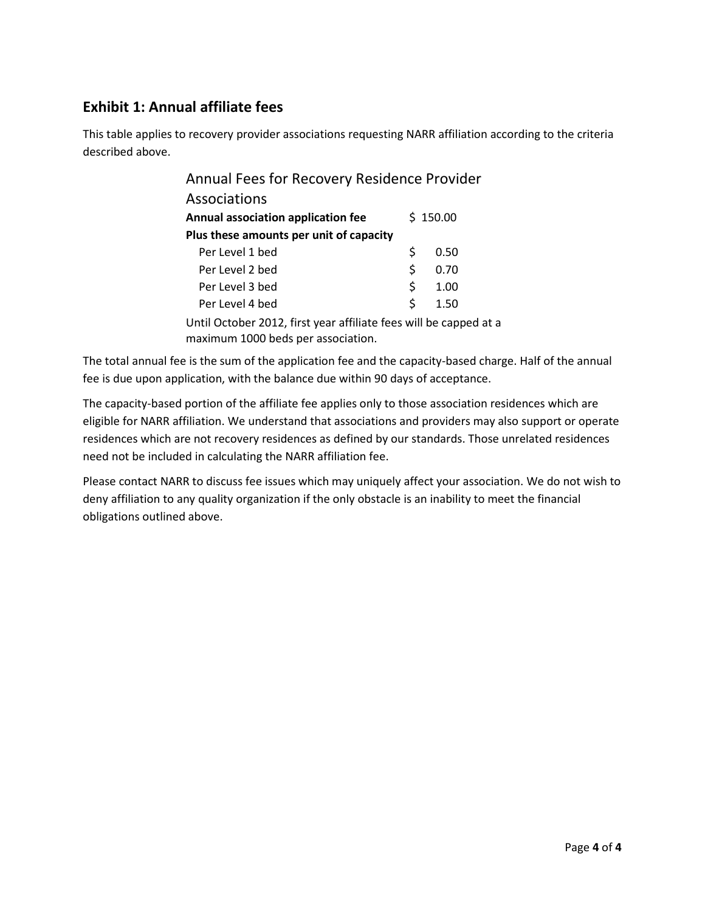## Exhibit 1: Annual affiliate fees

This table applies to recovery provider associations requesting NARR affiliation according to the criteria described above.

| Annual Fees for Recovery Residence Provider Associations | |
|---|---|
| **Annual association application fee** | $ 150.00 |
| **Plus these amounts per unit of capacity** | |
| Per Level 1 bed | $ 0.50 |
| Per Level 2 bed | $ 0.70 |
| Per Level 3 bed | $ 1.00 |
| Per Level 4 bed | $ 1.50 |

Until October 2012, first year affiliate fees will be capped at a maximum 1000 beds per association.

The total annual fee is the sum of the application fee and the capacity-based charge. Half of the annual fee is due upon application, with the balance due within 90 days of acceptance.

The capacity-based portion of the affiliate fee applies only to those association residences which are eligible for NARR affiliation. We understand that associations and providers may also support or operate residences which are not recovery residences as defined by our standards. Those unrelated residences need not be included in calculating the NARR affiliation fee.

Please contact NARR to discuss fee issues which may uniquely affect your association. We do not wish to deny affiliation to any quality organization if the only obstacle is an inability to meet the financial obligations outlined above.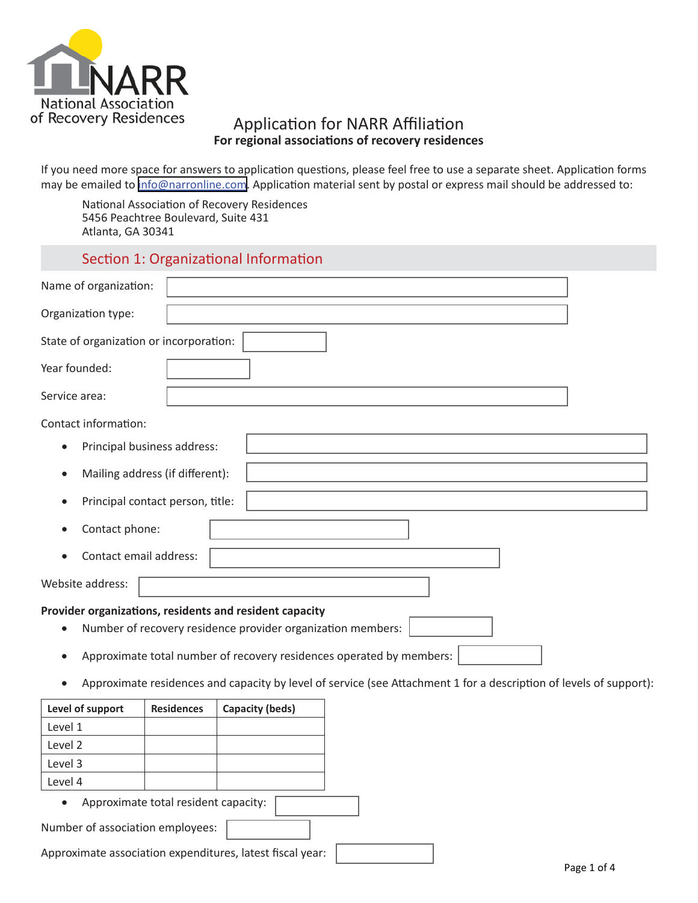NARR
National Association of Recovery Residences

# Application for NARR Affiliation

**For regional associations of recovery residences**

If you need more space for answers to application questions, please feel free to use a separate sheet. Application forms may be emailed to info@narronline.com. Application material sent by postal or express mail should be addressed to:

National Association of Recovery Residences
5456 Peachtree Boulevard, Suite 431
Atlanta, GA 30341

## Section 1: Organizational Information

Name of organization:

Organization type:

State of organization or incorporation:

Year founded:

Service area:

Contact information:

- Principal business address:
- Mailing address (if different):
- Principal contact person, title:
- Contact phone:
- Contact email address:

Website address:

**Provider organizations, residents and resident capacity**

- Number of recovery residence provider organization members:
- Approximate total number of recovery residences operated by members:
- Approximate residences and capacity by level of service (see Attachment 1 for a description of levels of support):

| Level of support | Residences | Capacity (beds) |
|---|---|---|
| Level 1 | | |
| Level 2 | | |
| Level 3 | | |
| Level 4 | | |

- Approximate total resident capacity:

Number of association employees:

Approximate association expenditures, latest fiscal year: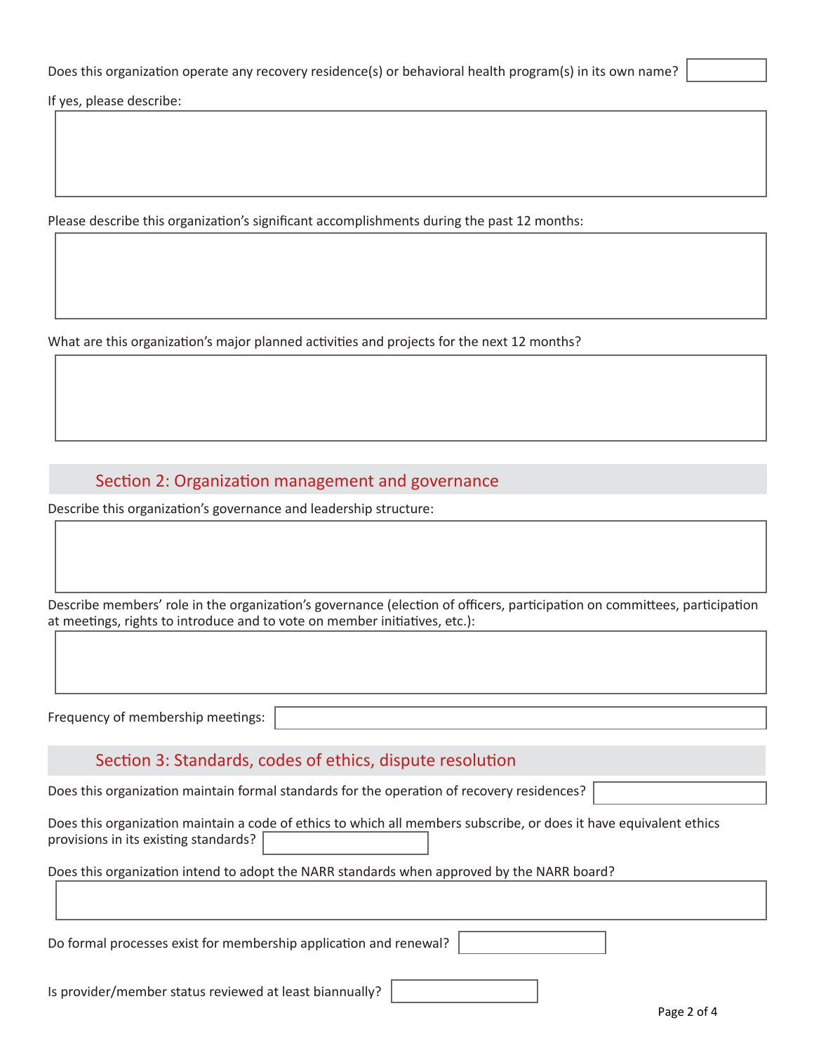Does this organization operate any recovery residence(s) or behavioral health program(s) in its own name?

If yes, please describe:

Please describe this organization's significant accomplishments during the past 12 months:

What are this organization's major planned activities and projects for the next 12 months?

## Section 2: Organization management and governance

Describe this organization's governance and leadership structure:

Describe members' role in the organization's governance (election of officers, participation on committees, participation at meetings, rights to introduce and to vote on member initiatives, etc.):

Frequency of membership meetings:

## Section 3: Standards, codes of ethics, dispute resolution

Does this organization maintain formal standards for the operation of recovery residences?

Does this organization maintain a code of ethics to which all members subscribe, or does it have equivalent ethics provisions in its existing standards?

Does this organization intend to adopt the NARR standards when approved by the NARR board?

Do formal processes exist for membership application and renewal?

Is provider/member status reviewed at least biannually?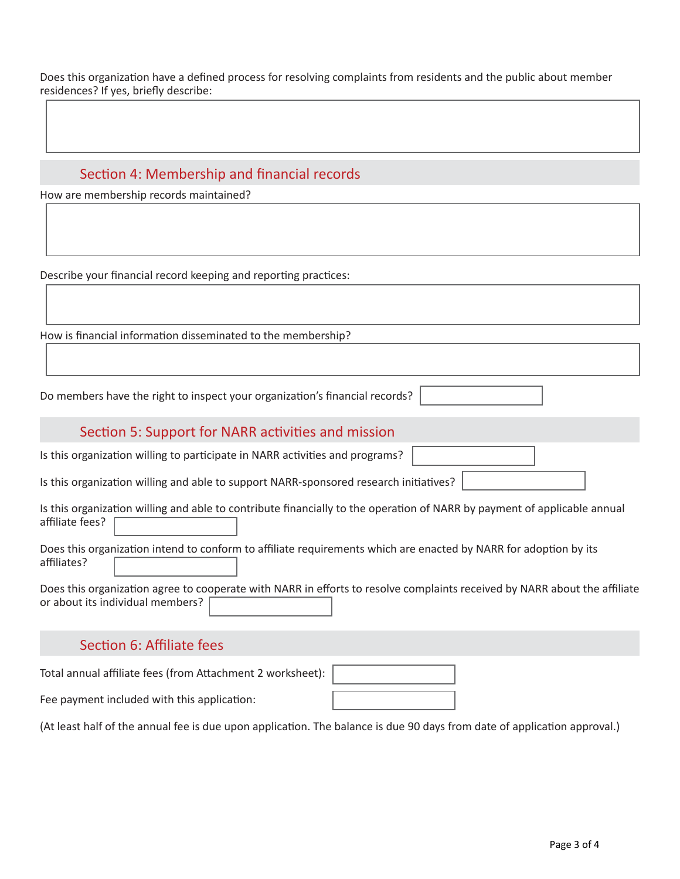Does this organization have a defined process for resolving complaints from residents and the public about member residences? If yes, briefly describe:

## Section 4: Membership and financial records

How are membership records maintained?

Describe your financial record keeping and reporting practices:

How is financial information disseminated to the membership?

Do members have the right to inspect your organization's financial records?

## Section 5: Support for NARR activities and mission

Is this organization willing to participate in NARR activities and programs?

Is this organization willing and able to support NARR-sponsored research initiatives?

Is this organization willing and able to contribute financially to the operation of NARR by payment of applicable annual affiliate fees?

Does this organization intend to conform to affiliate requirements which are enacted by NARR for adoption by its affiliates?

Does this organization agree to cooperate with NARR in efforts to resolve complaints received by NARR about the affiliate or about its individual members?

## Section 6: Affiliate fees

Total annual affiliate fees (from Attachment 2 worksheet):

Fee payment included with this application:

(At least half of the annual fee is due upon application. The balance is due 90 days from date of application approval.)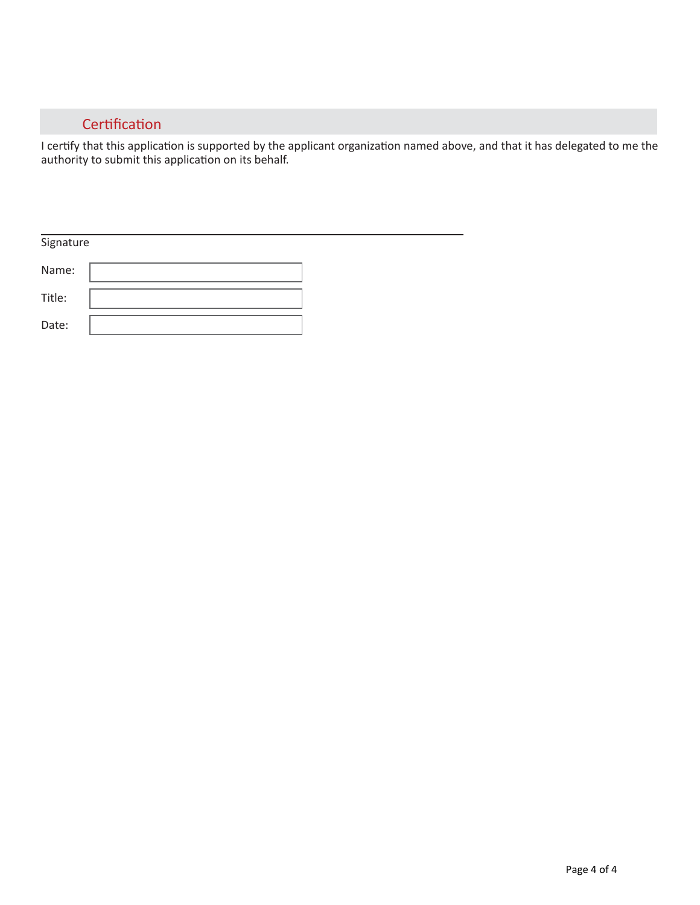## Certification

I certify that this application is supported by the applicant organization named above, and that it has delegated to me the authority to submit this application on its behalf.

_______________________________________________

Signature

Name: 

Title: 

Date: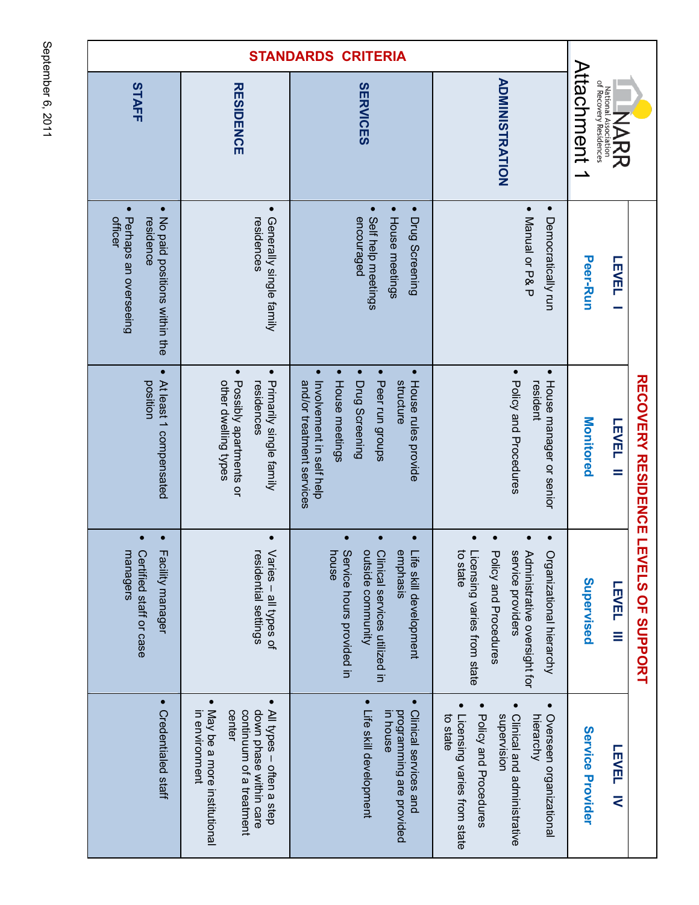NARR National Association of Recovery Residences

# Attachment 1

## RECOVERY RESIDENCE LEVELS OF SUPPORT

| STANDARDS CRITERIA | LEVEL I Peer-Run | LEVEL II Monitored | LEVEL III Supervised | LEVEL IV Service Provider |
|---|---|---|---|---|
| **ADMINISTRATION** | • Democratically run<br>• Manual or P& P | • House manager or senior resident<br>• Policy and Procedures | • Organizational hierarchy<br>• Administrative oversight for service providers<br>• Policy and Procedures<br>• Licensing varies from state to state | • Overseen organizational hierarchy<br>• Clinical and administrative supervision<br>• Policy and Procedures<br>• Licensing varies from state to state |
| **SERVICES** | • Drug Screening<br>• House meetings<br>• Self help meetings encouraged | • House rules provide structure<br>• Peer run groups<br>• Drug Screening<br>• House meetings<br>• Involvement in self help and/or treatment services | • Life skill development emphasis<br>• Clinical services utilized in outside community<br>• Service hours provided in house | • Clinical services and programming are provided in house<br>• Life skill development |
| **RESIDENCE** | • Generally single family residences | • Primarily single family residences<br>• Possibly apartments or other dwelling types | • Varies – all types of residential settings | • All types – often a step down phase within care continuum of a treatment center<br>• May be a more institutional in environment |
| **STAFF** | • No paid positions within the residence<br>• Perhaps an overseeing officer | • At least 1 compensated position | • Facility manager<br>• Certified staff or case managers | • Credentialed staff |

September 6, 2011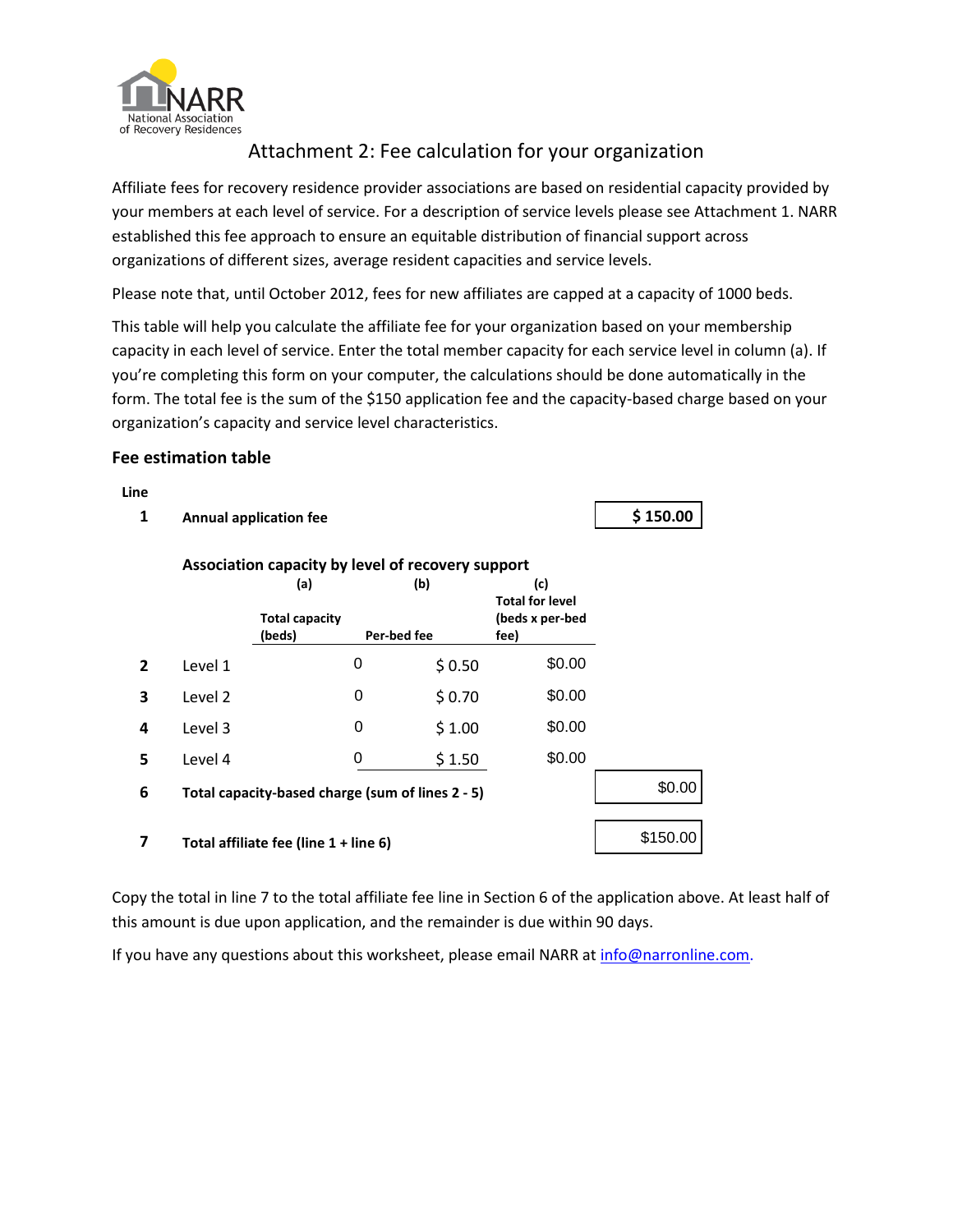NARR
National Association of Recovery Residences

# Attachment 2: Fee calculation for your organization

Affiliate fees for recovery residence provider associations are based on residential capacity provided by your members at each level of service. For a description of service levels please see Attachment 1. NARR established this fee approach to ensure an equitable distribution of financial support across organizations of different sizes, average resident capacities and service levels.

Please note that, until October 2012, fees for new affiliates are capped at a capacity of 1000 beds.

This table will help you calculate the affiliate fee for your organization based on your membership capacity in each level of service. Enter the total member capacity for each service level in column (a). If you're completing this form on your computer, the calculations should be done automatically in the form. The total fee is the sum of the $150 application fee and the capacity-based charge based on your organization's capacity and service level characteristics.

### Fee estimation table

| Line | | (a) Total capacity (beds) | (b) Per-bed fee | (c) Total for level (beds x per-bed fee) | |
|---|---|---|---|---|---|
| 1 | **Annual application fee** | | | | **$ 150.00** |
| | **Association capacity by level of recovery support** | | | | |
| 2 | Level 1 | 0 | $ 0.50 | $0.00 | |
| 3 | Level 2 | 0 | $ 0.70 | $0.00 | |
| 4 | Level 3 | 0 | $ 1.00 | $0.00 | |
| 5 | Level 4 | 0 | $ 1.50 | $0.00 | |
| 6 | **Total capacity-based charge (sum of lines 2 - 5)** | | | | $0.00 |
| 7 | **Total affiliate fee (line 1 + line 6)** | | | | $150.00 |

Copy the total in line 7 to the total affiliate fee line in Section 6 of the application above. At least half of this amount is due upon application, and the remainder is due within 90 days.

If you have any questions about this worksheet, please email NARR at info@narronline.com.